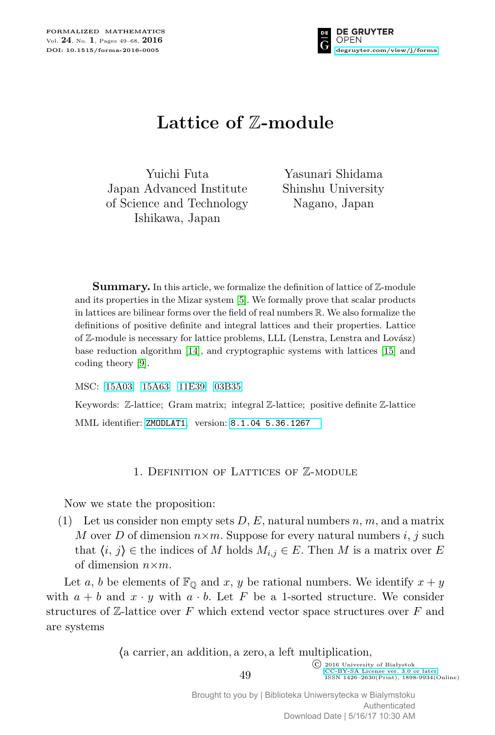# Lattice of $\mathbb{Z}$-module

Yuichi Futa
Japan Advanced Institute
of Science and Technology
Ishikawa, Japan

Yasunari Shidama
Shinshu University
Nagano, Japan

**Summary.** In this article, we formalize the definition of lattice of $\mathbb{Z}$-module and its properties in the Mizar system [5]. We formally prove that scalar products in lattices are bilinear forms over the field of real numbers $\mathbb{R}$. We also formalize the definitions of positive definite and integral lattices and their properties. Lattice of $\mathbb{Z}$-module is necessary for lattice problems, LLL (Lenstra, Lenstra and Lovász) base reduction algorithm [14], and cryptographic systems with lattices [15] and coding theory [9].

MSC: 15A03 15A63 11E39 03B35

Keywords: $\mathbb{Z}$-lattice; Gram matrix; integral $\mathbb{Z}$-lattice; positive definite $\mathbb{Z}$-lattice

MML identifier: ZMODLAT1, version: 8.1.04 5.36.1267

## 1. Definition of Lattices of $\mathbb{Z}$-module

Now we state the proposition:

(1) Let us consider non empty sets $D$, $E$, natural numbers $n$, $m$, and a matrix $M$ over $D$ of dimension $n \times m$. Suppose for every natural numbers $i$, $j$ such that $\langle i, j \rangle \in$ the indices of $M$ holds $M_{i,j} \in E$. Then $M$ is a matrix over $E$ of dimension $n \times m$.

Let $a$, $b$ be elements of $\mathbb{F}_{\mathbb{Q}}$ and $x$, $y$ be rational numbers. We identify $x + y$ with $a + b$ and $x \cdot y$ with $a \cdot b$. Let $F$ be a 1-sorted structure. We consider structures of $\mathbb{Z}$-lattice over $F$ which extend vector space structures over $F$ and are systems

⟨a carrier, an addition, a zero, a left multiplication,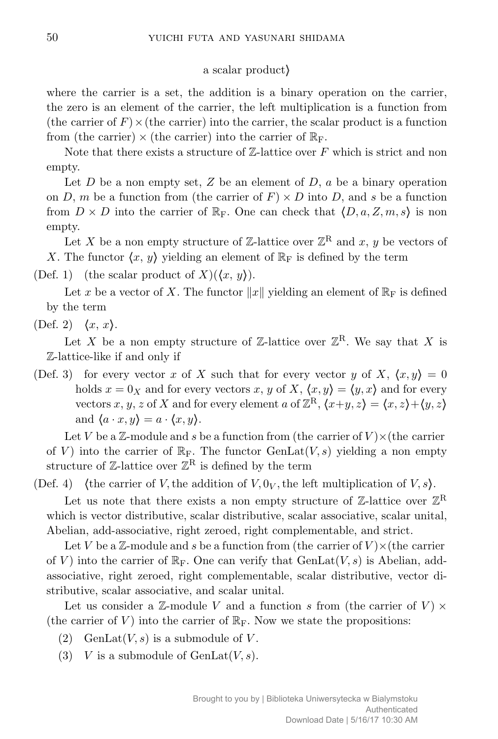a scalar product⟩

where the carrier is a set, the addition is a binary operation on the carrier, the zero is an element of the carrier, the left multiplication is a function from (the carrier of $F$) × (the carrier) into the carrier, the scalar product is a function from (the carrier) × (the carrier) into the carrier of $\mathbb{R}_{\rm F}$.

Note that there exists a structure of $\mathbb{Z}$-lattice over $F$ which is strict and non empty.

Let $D$ be a non empty set, $Z$ be an element of $D$, $a$ be a binary operation on $D$, $m$ be a function from (the carrier of $F$) × $D$ into $D$, and $s$ be a function from $D \times D$ into the carrier of $\mathbb{R}_{\rm F}$. One can check that $\langle D, a, Z, m, s\rangle$ is non empty.

Let $X$ be a non empty structure of $\mathbb{Z}$-lattice over $\mathbb{Z}^{\rm R}$ and $x$, $y$ be vectors of $X$. The functor $\langle x, y\rangle$ yielding an element of $\mathbb{R}_{\rm F}$ is defined by the term

(Def. 1) (the scalar product of $X$)($\langle x, y\rangle$).

Let $x$ be a vector of $X$. The functor $\|x\|$ yielding an element of $\mathbb{R}_{\rm F}$ is defined by the term

(Def. 2) $\langle x, x\rangle$.

Let $X$ be a non empty structure of $\mathbb{Z}$-lattice over $\mathbb{Z}^{\rm R}$. We say that $X$ is $\mathbb{Z}$-lattice-like if and only if

(Def. 3) for every vector $x$ of $X$ such that for every vector $y$ of $X$, $\langle x, y\rangle = 0$ holds $x = 0_X$ and for every vectors $x$, $y$ of $X$, $\langle x, y\rangle = \langle y, x\rangle$ and for every vectors $x, y, z$ of $X$ and for every element $a$ of $\mathbb{Z}^{\rm R}$, $\langle x+y, z\rangle = \langle x, z\rangle + \langle y, z\rangle$ and $\langle a \cdot x, y\rangle = a \cdot \langle x, y\rangle$.

Let $V$ be a $\mathbb{Z}$-module and $s$ be a function from (the carrier of $V$) × (the carrier of $V$) into the carrier of $\mathbb{R}_{\rm F}$. The functor ${\rm GenLat}(V, s)$ yielding a non empty structure of $\mathbb{Z}$-lattice over $\mathbb{Z}^{\rm R}$ is defined by the term

(Def. 4) ⟨the carrier of $V$, the addition of $V$, $0_V$, the left multiplication of $V$, $s$⟩.

Let us note that there exists a non empty structure of $\mathbb{Z}$-lattice over $\mathbb{Z}^{\rm R}$ which is vector distributive, scalar distributive, scalar associative, scalar unital, Abelian, add-associative, right zeroed, right complementable, and strict.

Let $V$ be a $\mathbb{Z}$-module and $s$ be a function from (the carrier of $V$) × (the carrier of $V$) into the carrier of $\mathbb{R}_{\rm F}$. One can verify that ${\rm GenLat}(V, s)$ is Abelian, add-associative, right zeroed, right complementable, scalar distributive, vector distributive, scalar associative, and scalar unital.

Let us consider a $\mathbb{Z}$-module $V$ and a function $s$ from (the carrier of $V$) × (the carrier of $V$) into the carrier of $\mathbb{R}_{\rm F}$. Now we state the propositions:

(2) ${\rm GenLat}(V, s)$ is a submodule of $V$.

(3) $V$ is a submodule of ${\rm GenLat}(V, s)$.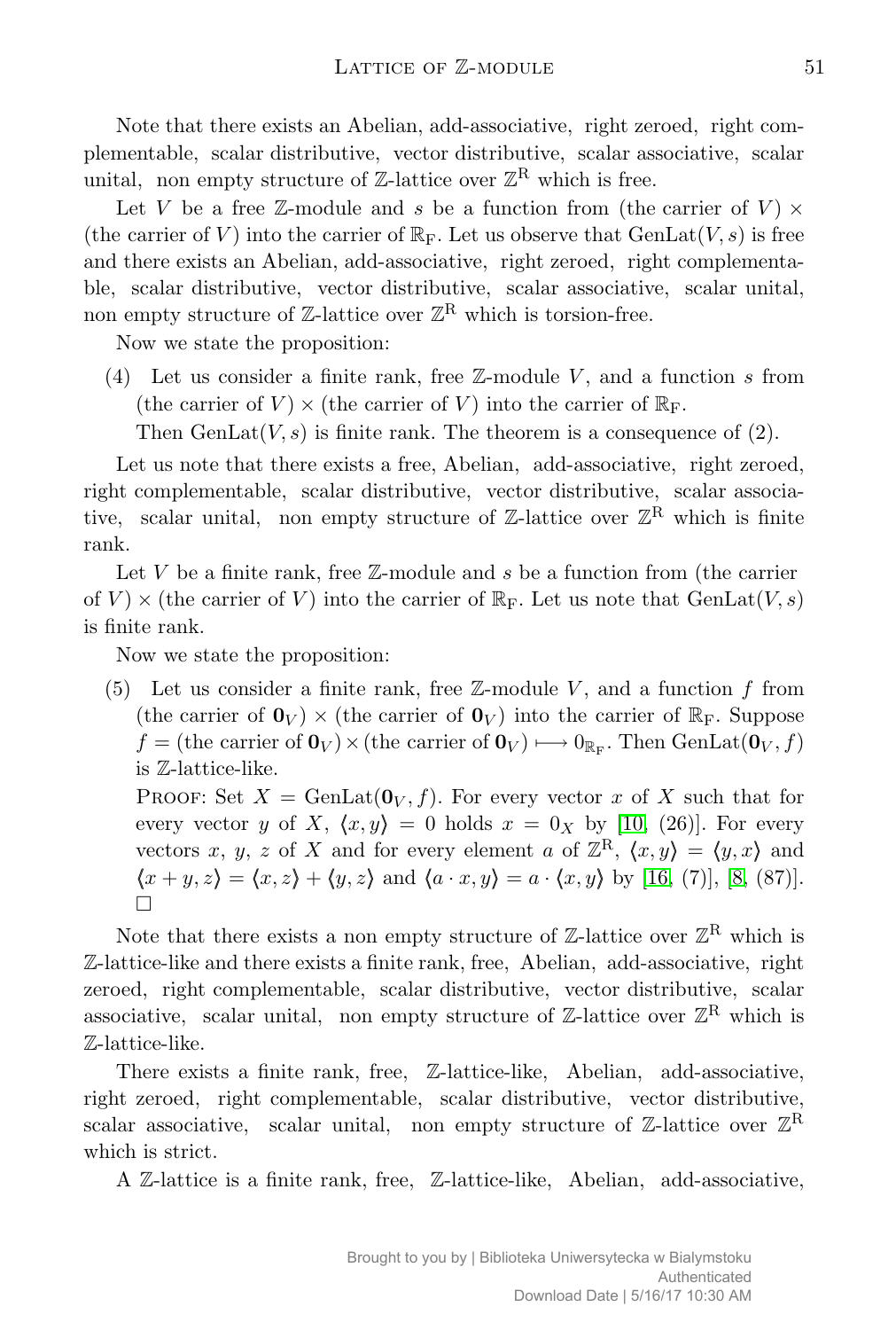Note that there exists an Abelian, add-associative, right zeroed, right complementable, scalar distributive, vector distributive, scalar associative, scalar unital, non empty structure of $\mathbb{Z}$-lattice over $\mathbb{Z}^{\mathrm{R}}$ which is free.

Let $V$ be a free $\mathbb{Z}$-module and $s$ be a function from (the carrier of $V$) $\times$ (the carrier of $V$) into the carrier of $\mathbb{R}_{\mathrm{F}}$. Let us observe that $\mathrm{GenLat}(V, s)$ is free and there exists an Abelian, add-associative, right zeroed, right complementable, scalar distributive, vector distributive, scalar associative, scalar unital, non empty structure of $\mathbb{Z}$-lattice over $\mathbb{Z}^{\mathrm{R}}$ which is torsion-free.

Now we state the proposition:

(4) Let us consider a finite rank, free $\mathbb{Z}$-module $V$, and a function $s$ from (the carrier of $V$) $\times$ (the carrier of $V$) into the carrier of $\mathbb{R}_{\mathrm{F}}$.
Then $\mathrm{GenLat}(V, s)$ is finite rank. The theorem is a consequence of (2).

Let us note that there exists a free, Abelian, add-associative, right zeroed, right complementable, scalar distributive, vector distributive, scalar associative, scalar unital, non empty structure of $\mathbb{Z}$-lattice over $\mathbb{Z}^{\mathrm{R}}$ which is finite rank.

Let $V$ be a finite rank, free $\mathbb{Z}$-module and $s$ be a function from (the carrier of $V$) $\times$ (the carrier of $V$) into the carrier of $\mathbb{R}_{\mathrm{F}}$. Let us note that $\mathrm{GenLat}(V, s)$ is finite rank.

Now we state the proposition:

(5) Let us consider a finite rank, free $\mathbb{Z}$-module $V$, and a function $f$ from (the carrier of $\mathbf{0}_V$) $\times$ (the carrier of $\mathbf{0}_V$) into the carrier of $\mathbb{R}_{\mathrm{F}}$. Suppose $f =$ (the carrier of $\mathbf{0}_V$) $\times$ (the carrier of $\mathbf{0}_V$) $\longmapsto 0_{\mathbb{R}_{\mathrm{F}}}$. Then $\mathrm{GenLat}(\mathbf{0}_V, f)$ is $\mathbb{Z}$-lattice-like.
PROOF: Set $X = \mathrm{GenLat}(\mathbf{0}_V, f)$. For every vector $x$ of $X$ such that for every vector $y$ of $X$, $\langle x, y \rangle = 0$ holds $x = 0_X$ by [10, (26)]. For every vectors $x$, $y$, $z$ of $X$ and for every element $a$ of $\mathbb{Z}^{\mathrm{R}}$, $\langle x, y \rangle = \langle y, x \rangle$ and $\langle x + y, z \rangle = \langle x, z \rangle + \langle y, z \rangle$ and $\langle a \cdot x, y \rangle = a \cdot \langle x, y \rangle$ by [16, (7)], [8, (87)]. $\square$

Note that there exists a non empty structure of $\mathbb{Z}$-lattice over $\mathbb{Z}^{\mathrm{R}}$ which is $\mathbb{Z}$-lattice-like and there exists a finite rank, free, Abelian, add-associative, right zeroed, right complementable, scalar distributive, vector distributive, scalar associative, scalar unital, non empty structure of $\mathbb{Z}$-lattice over $\mathbb{Z}^{\mathrm{R}}$ which is $\mathbb{Z}$-lattice-like.

There exists a finite rank, free, $\mathbb{Z}$-lattice-like, Abelian, add-associative, right zeroed, right complementable, scalar distributive, vector distributive, scalar associative, scalar unital, non empty structure of $\mathbb{Z}$-lattice over $\mathbb{Z}^{\mathrm{R}}$ which is strict.

A $\mathbb{Z}$-lattice is a finite rank, free, $\mathbb{Z}$-lattice-like, Abelian, add-associative,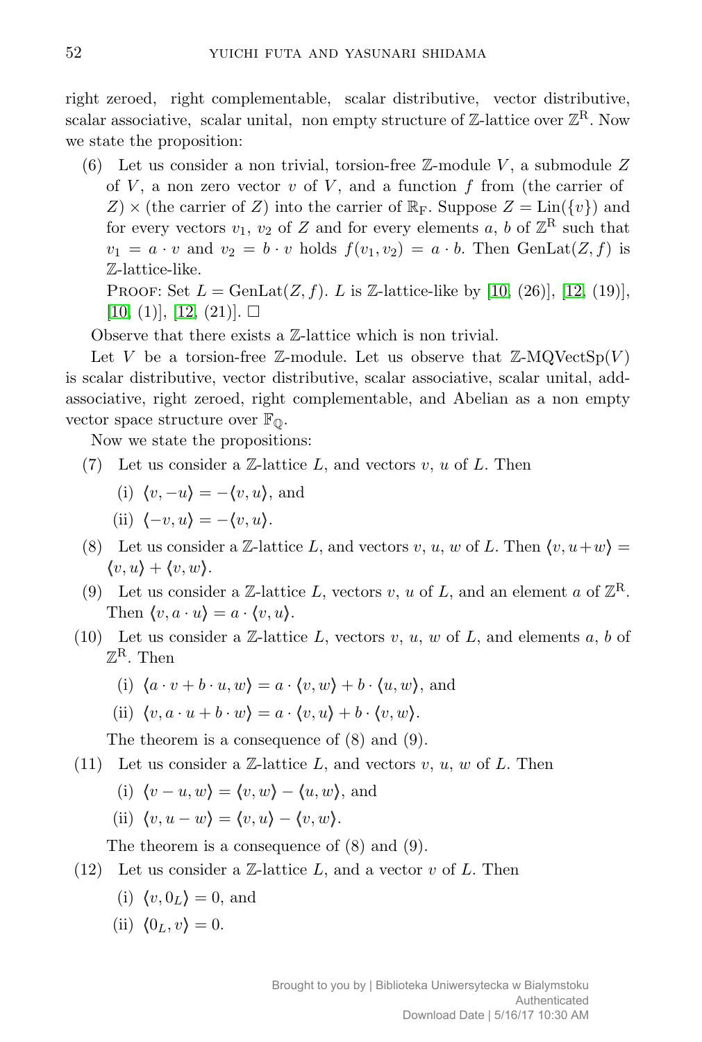right zeroed, right complementable, scalar distributive, vector distributive, scalar associative, scalar unital, non empty structure of $\mathbb{Z}$-lattice over $\mathbb{Z}^{\rm R}$. Now we state the proposition:

(6) Let us consider a non trivial, torsion-free $\mathbb{Z}$-module $V$, a submodule $Z$ of $V$, a non zero vector $v$ of $V$, and a function $f$ from (the carrier of $Z$) $\times$ (the carrier of $Z$) into the carrier of $\mathbb{R}_{\rm F}$. Suppose $Z = \mathrm{Lin}(\{v\})$ and for every vectors $v_1$, $v_2$ of $Z$ and for every elements $a$, $b$ of $\mathbb{Z}^{\rm R}$ such that $v_1 = a \cdot v$ and $v_2 = b \cdot v$ holds $f(v_1, v_2) = a \cdot b$. Then $\mathrm{GenLat}(Z, f)$ is $\mathbb{Z}$-lattice-like.

PROOF: Set $L = \mathrm{GenLat}(Z, f)$. $L$ is $\mathbb{Z}$-lattice-like by [10, (26)], [12, (19)], [10, (1)], [12, (21)]. □

Observe that there exists a $\mathbb{Z}$-lattice which is non trivial.

Let $V$ be a torsion-free $\mathbb{Z}$-module. Let us observe that $\mathbb{Z}$-MQVectSp($V$) is scalar distributive, vector distributive, scalar associative, scalar unital, add-associative, right zeroed, right complementable, and Abelian as a non empty vector space structure over $\mathbb{F}_{\mathbb{Q}}$.

Now we state the propositions:

(7) Let us consider a $\mathbb{Z}$-lattice $L$, and vectors $v$, $u$ of $L$. Then

  (i) $\langle v, -u \rangle = -\langle v, u \rangle$, and

  (ii) $\langle -v, u \rangle = -\langle v, u \rangle$.

(8) Let us consider a $\mathbb{Z}$-lattice $L$, and vectors $v$, $u$, $w$ of $L$. Then $\langle v, u+w \rangle = \langle v, u \rangle + \langle v, w \rangle$.

(9) Let us consider a $\mathbb{Z}$-lattice $L$, vectors $v$, $u$ of $L$, and an element $a$ of $\mathbb{Z}^{\rm R}$. Then $\langle v, a \cdot u \rangle = a \cdot \langle v, u \rangle$.

(10) Let us consider a $\mathbb{Z}$-lattice $L$, vectors $v$, $u$, $w$ of $L$, and elements $a$, $b$ of $\mathbb{Z}^{\rm R}$. Then

  (i) $\langle a \cdot v + b \cdot u, w \rangle = a \cdot \langle v, w \rangle + b \cdot \langle u, w \rangle$, and

  (ii) $\langle v, a \cdot u + b \cdot w \rangle = a \cdot \langle v, u \rangle + b \cdot \langle v, w \rangle$.

  The theorem is a consequence of (8) and (9).

(11) Let us consider a $\mathbb{Z}$-lattice $L$, and vectors $v$, $u$, $w$ of $L$. Then

  (i) $\langle v - u, w \rangle = \langle v, w \rangle - \langle u, w \rangle$, and

  (ii) $\langle v, u - w \rangle = \langle v, u \rangle - \langle v, w \rangle$.

  The theorem is a consequence of (8) and (9).

(12) Let us consider a $\mathbb{Z}$-lattice $L$, and a vector $v$ of $L$. Then

  (i) $\langle v, 0_L \rangle = 0$, and

  (ii) $\langle 0_L, v \rangle = 0$.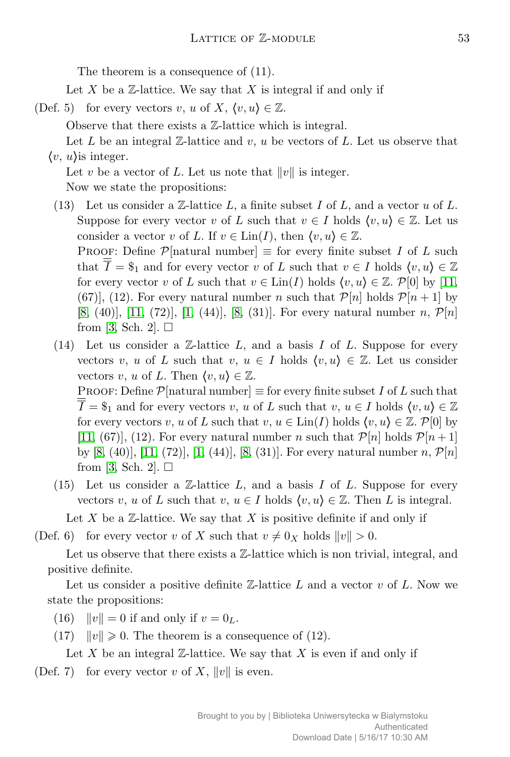The theorem is a consequence of (11).

Let $X$ be a $\mathbb{Z}$-lattice. We say that $X$ is integral if and only if

(Def. 5) for every vectors $v$, $u$ of $X$, $\langle v, u\rangle \in \mathbb{Z}$.

Observe that there exists a $\mathbb{Z}$-lattice which is integral.

Let $L$ be an integral $\mathbb{Z}$-lattice and $v$, $u$ be vectors of $L$. Let us observe that $\langle v, u\rangle$is integer.

Let $v$ be a vector of $L$. Let us note that $\|v\|$ is integer.

Now we state the propositions:

(13) Let us consider a $\mathbb{Z}$-lattice $L$, a finite subset $I$ of $L$, and a vector $u$ of $L$. Suppose for every vector $v$ of $L$ such that $v \in I$ holds $\langle v, u\rangle \in \mathbb{Z}$. Let us consider a vector $v$ of $L$. If $v \in \mathrm{Lin}(I)$, then $\langle v, u\rangle \in \mathbb{Z}$.

PROOF: Define $\mathcal{P}[\text{natural number}] \equiv$ for every finite subset $I$ of $L$ such that $\overline{\overline{I}} = \$_1$ and for every vector $v$ of $L$ such that $v \in I$ holds $\langle v, u\rangle \in \mathbb{Z}$ for every vector $v$ of $L$ such that $v \in \mathrm{Lin}(I)$ holds $\langle v, u\rangle \in \mathbb{Z}$. $\mathcal{P}[0]$ by [11, (67)], (12). For every natural number $n$ such that $\mathcal{P}[n]$ holds $\mathcal{P}[n+1]$ by [8, (40)], [11, (72)], [1, (44)], [8, (31)]. For every natural number $n$, $\mathcal{P}[n]$ from [3, Sch. 2]. $\square$

(14) Let us consider a $\mathbb{Z}$-lattice $L$, and a basis $I$ of $L$. Suppose for every vectors $v$, $u$ of $L$ such that $v$, $u \in I$ holds $\langle v, u\rangle \in \mathbb{Z}$. Let us consider vectors $v$, $u$ of $L$. Then $\langle v, u\rangle \in \mathbb{Z}$.

PROOF: Define $\mathcal{P}[\text{natural number}] \equiv$ for every finite subset $I$ of $L$ such that $\overline{\overline{I}} = \$_1$ and for every vectors $v$, $u$ of $L$ such that $v$, $u \in I$ holds $\langle v, u\rangle \in \mathbb{Z}$ for every vectors $v$, $u$ of $L$ such that $v$, $u \in \mathrm{Lin}(I)$ holds $\langle v, u\rangle \in \mathbb{Z}$. $\mathcal{P}[0]$ by [11, (67)], (12). For every natural number $n$ such that $\mathcal{P}[n]$ holds $\mathcal{P}[n+1]$ by [8, (40)], [11, (72)], [1, (44)], [8, (31)]. For every natural number $n$, $\mathcal{P}[n]$ from [3, Sch. 2]. $\square$

(15) Let us consider a $\mathbb{Z}$-lattice $L$, and a basis $I$ of $L$. Suppose for every vectors $v$, $u$ of $L$ such that $v$, $u \in I$ holds $\langle v, u\rangle \in \mathbb{Z}$. Then $L$ is integral.

Let $X$ be a $\mathbb{Z}$-lattice. We say that $X$ is positive definite if and only if

(Def. 6) for every vector $v$ of $X$ such that $v \neq 0_X$ holds $\|v\| > 0$.

Let us observe that there exists a $\mathbb{Z}$-lattice which is non trivial, integral, and positive definite.

Let us consider a positive definite $\mathbb{Z}$-lattice $L$ and a vector $v$ of $L$. Now we state the propositions:

(16) $\|v\| = 0$ if and only if $v = 0_L$.

(17) $\|v\| \geqslant 0$. The theorem is a consequence of (12).

Let $X$ be an integral $\mathbb{Z}$-lattice. We say that $X$ is even if and only if

(Def. 7) for every vector $v$ of $X$, $\|v\|$ is even.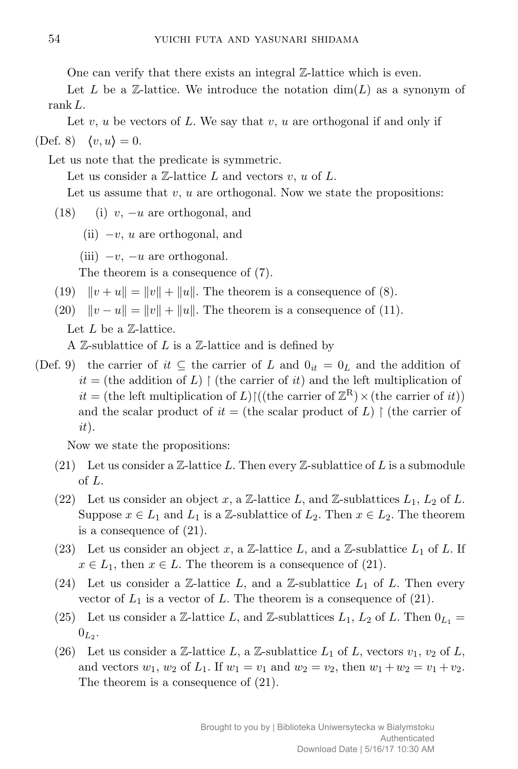One can verify that there exists an integral $\mathbb{Z}$-lattice which is even.

Let $L$ be a $\mathbb{Z}$-lattice. We introduce the notation $\dim(L)$ as a synonym of $\operatorname{rank} L$.

Let $v$, $u$ be vectors of $L$. We say that $v$, $u$ are orthogonal if and only if

(Def. 8) $\langle v, u \rangle = 0$.

Let us note that the predicate is symmetric.

Let us consider a $\mathbb{Z}$-lattice $L$ and vectors $v$, $u$ of $L$.

Let us assume that $v$, $u$ are orthogonal. Now we state the propositions:

(18) (i) $v$, $-u$ are orthogonal, and

(ii) $-v$, $u$ are orthogonal, and

(iii) $-v$, $-u$ are orthogonal.

The theorem is a consequence of (7).

(19) $\|v + u\| = \|v\| + \|u\|$. The theorem is a consequence of (8).

(20) $\|v - u\| = \|v\| + \|u\|$. The theorem is a consequence of (11).

Let $L$ be a $\mathbb{Z}$-lattice.

A $\mathbb{Z}$-sublattice of $L$ is a $\mathbb{Z}$-lattice and is defined by

(Def. 9) the carrier of *it* $\subseteq$ the carrier of $L$ and $0_{it} = 0_L$ and the addition of *it* = (the addition of $L$) $\restriction$ (the carrier of *it*) and the left multiplication of *it* = (the left multiplication of $L$)$\restriction$((the carrier of $\mathbb{Z}^{\mathrm{R}}$) $\times$ (the carrier of *it*)) and the scalar product of *it* = (the scalar product of $L$) $\restriction$ (the carrier of *it*).

Now we state the propositions:

(21) Let us consider a $\mathbb{Z}$-lattice $L$. Then every $\mathbb{Z}$-sublattice of $L$ is a submodule of $L$.

(22) Let us consider an object $x$, a $\mathbb{Z}$-lattice $L$, and $\mathbb{Z}$-sublattices $L_1$, $L_2$ of $L$. Suppose $x \in L_1$ and $L_1$ is a $\mathbb{Z}$-sublattice of $L_2$. Then $x \in L_2$. The theorem is a consequence of (21).

(23) Let us consider an object $x$, a $\mathbb{Z}$-lattice $L$, and a $\mathbb{Z}$-sublattice $L_1$ of $L$. If $x \in L_1$, then $x \in L$. The theorem is a consequence of (21).

(24) Let us consider a $\mathbb{Z}$-lattice $L$, and a $\mathbb{Z}$-sublattice $L_1$ of $L$. Then every vector of $L_1$ is a vector of $L$. The theorem is a consequence of (21).

(25) Let us consider a $\mathbb{Z}$-lattice $L$, and $\mathbb{Z}$-sublattices $L_1$, $L_2$ of $L$. Then $0_{L_1} = 0_{L_2}$.

(26) Let us consider a $\mathbb{Z}$-lattice $L$, a $\mathbb{Z}$-sublattice $L_1$ of $L$, vectors $v_1$, $v_2$ of $L$, and vectors $w_1$, $w_2$ of $L_1$. If $w_1 = v_1$ and $w_2 = v_2$, then $w_1 + w_2 = v_1 + v_2$. The theorem is a consequence of (21).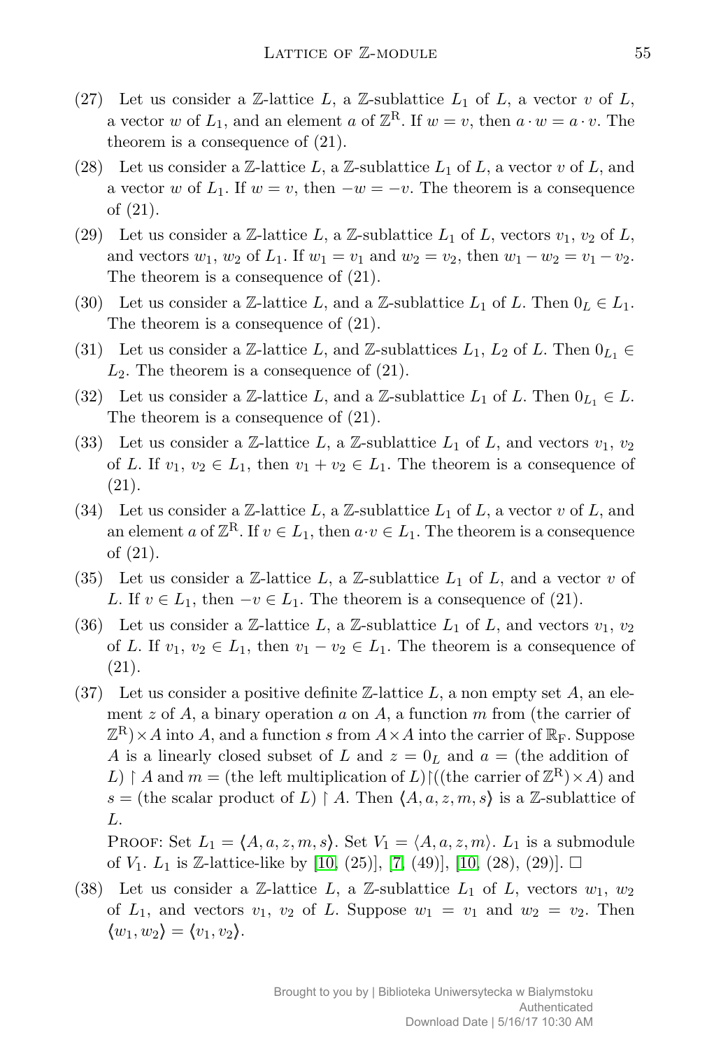(27) Let us consider a $\mathbb{Z}$-lattice $L$, a $\mathbb{Z}$-sublattice $L_1$ of $L$, a vector $v$ of $L$, a vector $w$ of $L_1$, and an element $a$ of $\mathbb{Z}^{\mathrm{R}}$. If $w = v$, then $a \cdot w = a \cdot v$. The theorem is a consequence of (21).

(28) Let us consider a $\mathbb{Z}$-lattice $L$, a $\mathbb{Z}$-sublattice $L_1$ of $L$, a vector $v$ of $L$, and a vector $w$ of $L_1$. If $w = v$, then $-w = -v$. The theorem is a consequence of (21).

(29) Let us consider a $\mathbb{Z}$-lattice $L$, a $\mathbb{Z}$-sublattice $L_1$ of $L$, vectors $v_1$, $v_2$ of $L$, and vectors $w_1$, $w_2$ of $L_1$. If $w_1 = v_1$ and $w_2 = v_2$, then $w_1 - w_2 = v_1 - v_2$. The theorem is a consequence of (21).

(30) Let us consider a $\mathbb{Z}$-lattice $L$, and a $\mathbb{Z}$-sublattice $L_1$ of $L$. Then $0_L \in L_1$. The theorem is a consequence of (21).

(31) Let us consider a $\mathbb{Z}$-lattice $L$, and $\mathbb{Z}$-sublattices $L_1$, $L_2$ of $L$. Then $0_{L_1} \in L_2$. The theorem is a consequence of (21).

(32) Let us consider a $\mathbb{Z}$-lattice $L$, and a $\mathbb{Z}$-sublattice $L_1$ of $L$. Then $0_{L_1} \in L$. The theorem is a consequence of (21).

(33) Let us consider a $\mathbb{Z}$-lattice $L$, a $\mathbb{Z}$-sublattice $L_1$ of $L$, and vectors $v_1$, $v_2$ of $L$. If $v_1, v_2 \in L_1$, then $v_1 + v_2 \in L_1$. The theorem is a consequence of (21).

(34) Let us consider a $\mathbb{Z}$-lattice $L$, a $\mathbb{Z}$-sublattice $L_1$ of $L$, a vector $v$ of $L$, and an element $a$ of $\mathbb{Z}^{\mathrm{R}}$. If $v \in L_1$, then $a \cdot v \in L_1$. The theorem is a consequence of (21).

(35) Let us consider a $\mathbb{Z}$-lattice $L$, a $\mathbb{Z}$-sublattice $L_1$ of $L$, and a vector $v$ of $L$. If $v \in L_1$, then $-v \in L_1$. The theorem is a consequence of (21).

(36) Let us consider a $\mathbb{Z}$-lattice $L$, a $\mathbb{Z}$-sublattice $L_1$ of $L$, and vectors $v_1$, $v_2$ of $L$. If $v_1, v_2 \in L_1$, then $v_1 - v_2 \in L_1$. The theorem is a consequence of (21).

(37) Let us consider a positive definite $\mathbb{Z}$-lattice $L$, a non empty set $A$, an element $z$ of $A$, a binary operation $a$ on $A$, a function $m$ from (the carrier of $\mathbb{Z}^{\mathrm{R}}) \times A$ into $A$, and a function $s$ from $A \times A$ into the carrier of $\mathbb{R}_{\mathrm{F}}$. Suppose $A$ is a linearly closed subset of $L$ and $z = 0_L$ and $a =$ (the addition of $L) \restriction A$ and $m =$ (the left multiplication of $L) \restriction (($the carrier of $\mathbb{Z}^{\mathrm{R}}) \times A)$ and $s =$ (the scalar product of $L) \restriction A$. Then $\langle A, a, z, m, s \rangle$ is a $\mathbb{Z}$-sublattice of $L$.

PROOF: Set $L_1 = \langle A, a, z, m, s \rangle$. Set $V_1 = \langle A, a, z, m \rangle$. $L_1$ is a submodule of $V_1$. $L_1$ is $\mathbb{Z}$-lattice-like by [10, (25)], [7, (49)], [10, (28), (29)]. □

(38) Let us consider a $\mathbb{Z}$-lattice $L$, a $\mathbb{Z}$-sublattice $L_1$ of $L$, vectors $w_1$, $w_2$ of $L_1$, and vectors $v_1$, $v_2$ of $L$. Suppose $w_1 = v_1$ and $w_2 = v_2$. Then $\langle w_1, w_2 \rangle = \langle v_1, v_2 \rangle$.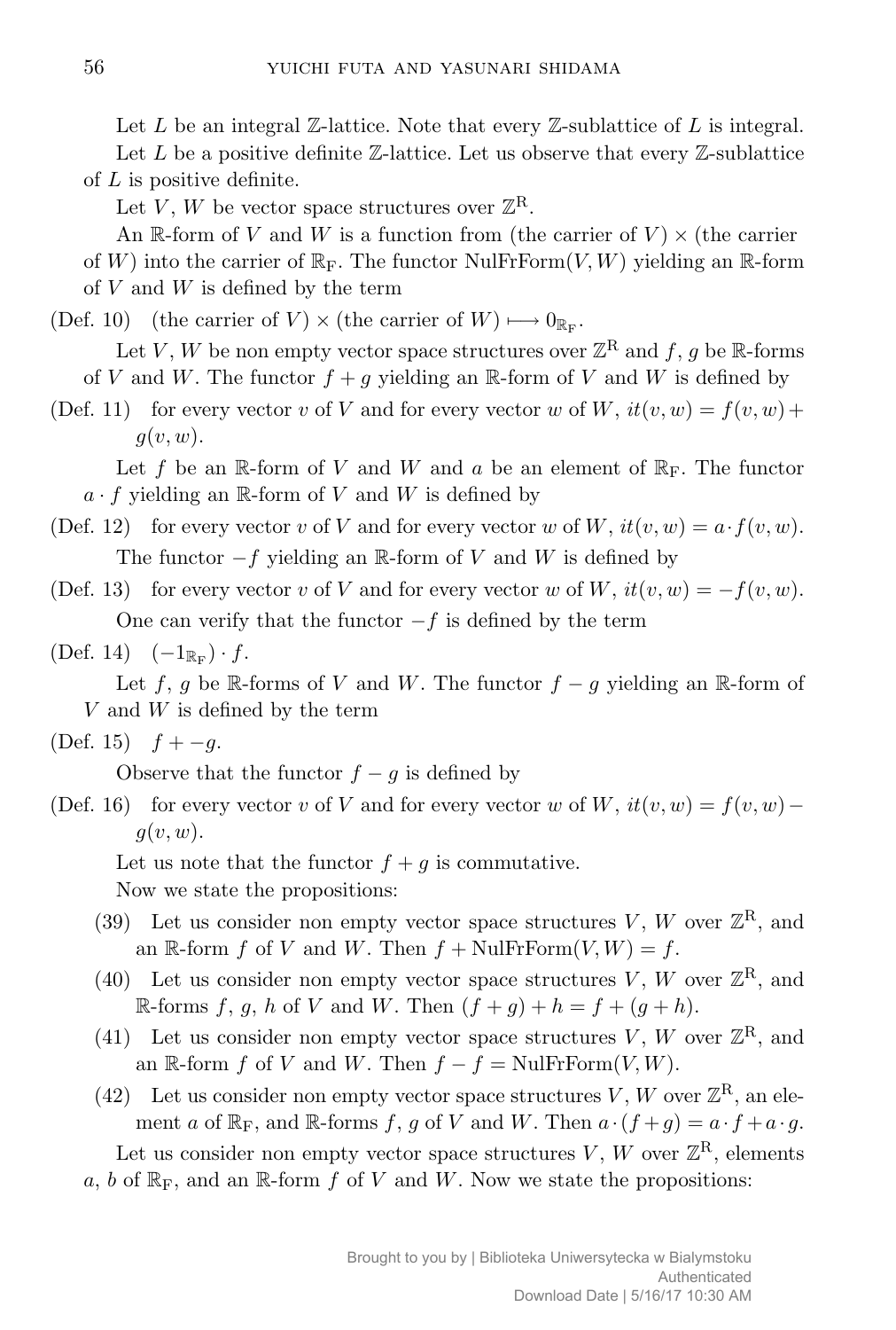Let $L$ be an integral $\mathbb{Z}$-lattice. Note that every $\mathbb{Z}$-sublattice of $L$ is integral.

Let $L$ be a positive definite $\mathbb{Z}$-lattice. Let us observe that every $\mathbb{Z}$-sublattice of $L$ is positive definite.

Let $V$, $W$ be vector space structures over $\mathbb{Z}^{\mathrm{R}}$.

An $\mathbb{R}$-form of $V$ and $W$ is a function from (the carrier of $V$) $\times$ (the carrier of $W$) into the carrier of $\mathbb{R}_{\mathrm{F}}$. The functor NulFrForm$(V, W)$ yielding an $\mathbb{R}$-form of $V$ and $W$ is defined by the term

(Def. 10) (the carrier of $V$) $\times$ (the carrier of $W$) $\longmapsto 0_{\mathbb{R}_{\mathrm{F}}}$.

Let $V$, $W$ be non empty vector space structures over $\mathbb{Z}^{\mathrm{R}}$ and $f$, $g$ be $\mathbb{R}$-forms of $V$ and $W$. The functor $f + g$ yielding an $\mathbb{R}$-form of $V$ and $W$ is defined by

(Def. 11) for every vector $v$ of $V$ and for every vector $w$ of $W$, $it(v, w) = f(v, w) + g(v, w)$.

Let $f$ be an $\mathbb{R}$-form of $V$ and $W$ and $a$ be an element of $\mathbb{R}_{\mathrm{F}}$. The functor $a \cdot f$ yielding an $\mathbb{R}$-form of $V$ and $W$ is defined by

(Def. 12) for every vector $v$ of $V$ and for every vector $w$ of $W$, $it(v, w) = a \cdot f(v, w)$.

The functor $-f$ yielding an $\mathbb{R}$-form of $V$ and $W$ is defined by

(Def. 13) for every vector $v$ of $V$ and for every vector $w$ of $W$, $it(v, w) = -f(v, w)$.

One can verify that the functor $-f$ is defined by the term

(Def. 14) $(-1_{\mathbb{R}_{\mathrm{F}}}) \cdot f$.

Let $f$, $g$ be $\mathbb{R}$-forms of $V$ and $W$. The functor $f - g$ yielding an $\mathbb{R}$-form of $V$ and $W$ is defined by the term

(Def. 15) $f + -g$.

Observe that the functor $f - g$ is defined by

(Def. 16) for every vector $v$ of $V$ and for every vector $w$ of $W$, $it(v, w) = f(v, w) - g(v, w)$.

Let us note that the functor $f + g$ is commutative.

Now we state the propositions:

(39) Let us consider non empty vector space structures $V$, $W$ over $\mathbb{Z}^{\mathrm{R}}$, and an $\mathbb{R}$-form $f$ of $V$ and $W$. Then $f + \mathrm{NulFrForm}(V, W) = f$.

(40) Let us consider non empty vector space structures $V$, $W$ over $\mathbb{Z}^{\mathrm{R}}$, and $\mathbb{R}$-forms $f$, $g$, $h$ of $V$ and $W$. Then $(f + g) + h = f + (g + h)$.

(41) Let us consider non empty vector space structures $V$, $W$ over $\mathbb{Z}^{\mathrm{R}}$, and an $\mathbb{R}$-form $f$ of $V$ and $W$. Then $f - f = \mathrm{NulFrForm}(V, W)$.

(42) Let us consider non empty vector space structures $V$, $W$ over $\mathbb{Z}^{\mathrm{R}}$, an element $a$ of $\mathbb{R}_{\mathrm{F}}$, and $\mathbb{R}$-forms $f$, $g$ of $V$ and $W$. Then $a \cdot (f + g) = a \cdot f + a \cdot g$.

Let us consider non empty vector space structures $V$, $W$ over $\mathbb{Z}^{\mathrm{R}}$, elements $a$, $b$ of $\mathbb{R}_{\mathrm{F}}$, and an $\mathbb{R}$-form $f$ of $V$ and $W$. Now we state the propositions: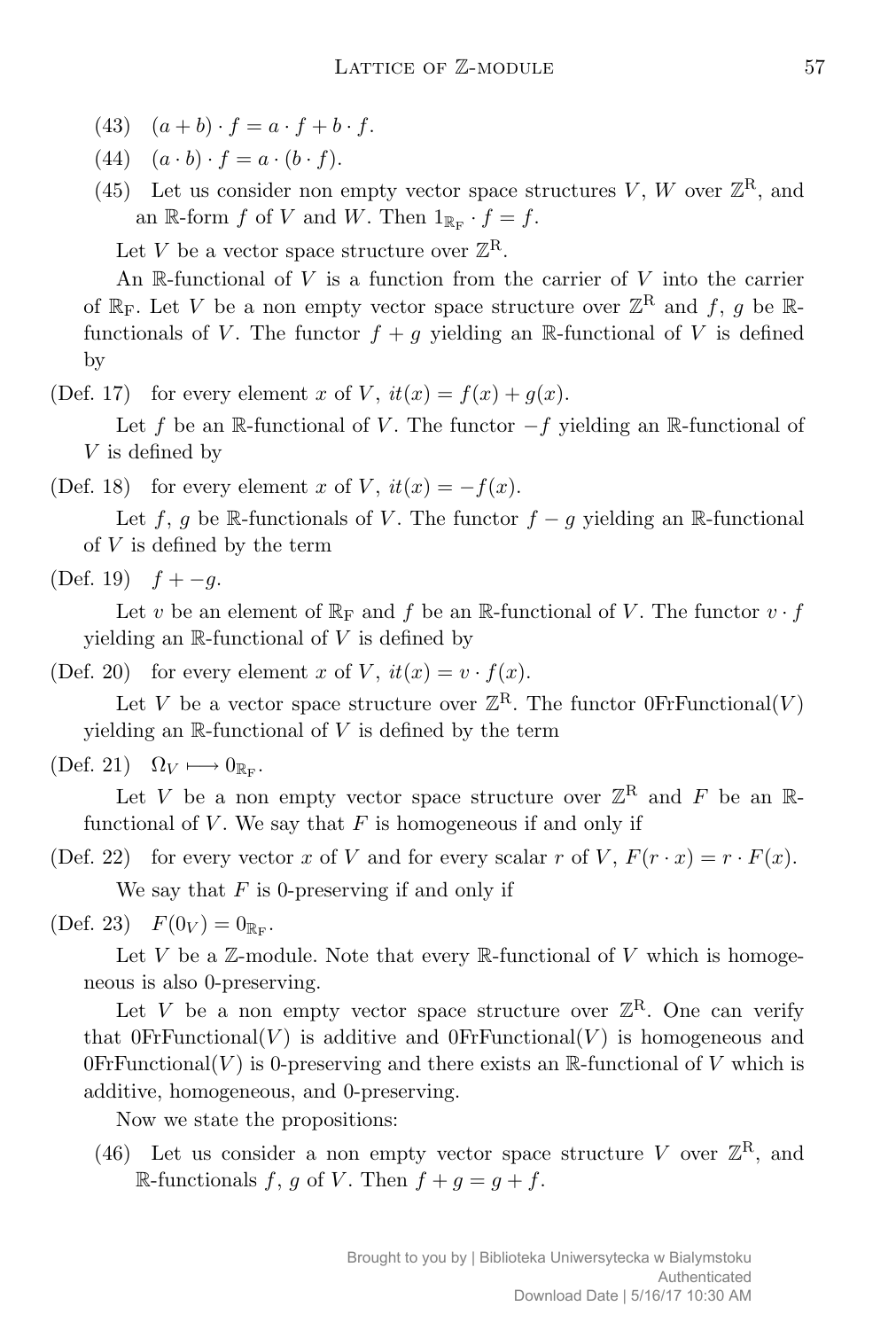(43) $(a + b) \cdot f = a \cdot f + b \cdot f$.

(44) $(a \cdot b) \cdot f = a \cdot (b \cdot f)$.

(45) Let us consider non empty vector space structures $V$, $W$ over $\mathbb{Z}^{\mathrm{R}}$, and an $\mathbb{R}$-form $f$ of $V$ and $W$. Then $1_{\mathbb{R}_{\mathrm{F}}} \cdot f = f$.

Let $V$ be a vector space structure over $\mathbb{Z}^{\mathrm{R}}$.

An $\mathbb{R}$-functional of $V$ is a function from the carrier of $V$ into the carrier of $\mathbb{R}_{\mathrm{F}}$. Let $V$ be a non empty vector space structure over $\mathbb{Z}^{\mathrm{R}}$ and $f$, $g$ be $\mathbb{R}$-functionals of $V$. The functor $f + g$ yielding an $\mathbb{R}$-functional of $V$ is defined by

(Def. 17) for every element $x$ of $V$, $it(x) = f(x) + g(x)$.

Let $f$ be an $\mathbb{R}$-functional of $V$. The functor $-f$ yielding an $\mathbb{R}$-functional of $V$ is defined by

(Def. 18) for every element $x$ of $V$, $it(x) = -f(x)$.

Let $f$, $g$ be $\mathbb{R}$-functionals of $V$. The functor $f - g$ yielding an $\mathbb{R}$-functional of $V$ is defined by the term

(Def. 19) $f + -g$.

Let $v$ be an element of $\mathbb{R}_{\mathrm{F}}$ and $f$ be an $\mathbb{R}$-functional of $V$. The functor $v \cdot f$ yielding an $\mathbb{R}$-functional of $V$ is defined by

(Def. 20) for every element $x$ of $V$, $it(x) = v \cdot f(x)$.

Let $V$ be a vector space structure over $\mathbb{Z}^{\mathrm{R}}$. The functor $0\mathrm{FrFunctional}(V)$ yielding an $\mathbb{R}$-functional of $V$ is defined by the term

(Def. 21) $\Omega_V \longmapsto 0_{\mathbb{R}_{\mathrm{F}}}$.

Let $V$ be a non empty vector space structure over $\mathbb{Z}^{\mathrm{R}}$ and $F$ be an $\mathbb{R}$-functional of $V$. We say that $F$ is homogeneous if and only if

(Def. 22) for every vector $x$ of $V$ and for every scalar $r$ of $V$, $F(r \cdot x) = r \cdot F(x)$.

We say that $F$ is 0-preserving if and only if

(Def. 23) $F(0_V) = 0_{\mathbb{R}_{\mathrm{F}}}$.

Let $V$ be a $\mathbb{Z}$-module. Note that every $\mathbb{R}$-functional of $V$ which is homogeneous is also 0-preserving.

Let $V$ be a non empty vector space structure over $\mathbb{Z}^{\mathrm{R}}$. One can verify that $0\mathrm{FrFunctional}(V)$ is additive and $0\mathrm{FrFunctional}(V)$ is homogeneous and $0\mathrm{FrFunctional}(V)$ is 0-preserving and there exists an $\mathbb{R}$-functional of $V$ which is additive, homogeneous, and 0-preserving.

Now we state the propositions:

(46) Let us consider a non empty vector space structure $V$ over $\mathbb{Z}^{\mathrm{R}}$, and $\mathbb{R}$-functionals $f$, $g$ of $V$. Then $f + g = g + f$.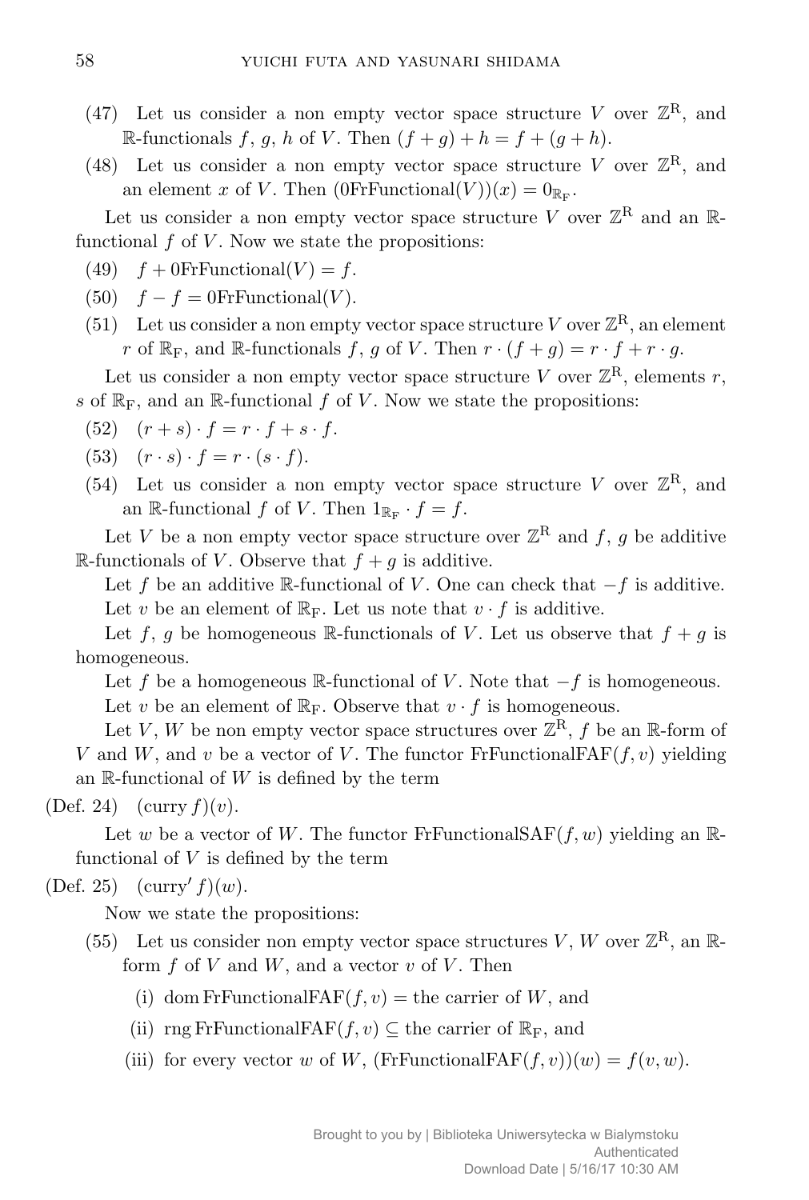(47) Let us consider a non empty vector space structure $V$ over $\mathbb{Z}^{\rm R}$, and $\mathbb{R}$-functionals $f$, $g$, $h$ of $V$. Then $(f+g)+h = f+(g+h)$.

(48) Let us consider a non empty vector space structure $V$ over $\mathbb{Z}^{\rm R}$, and an element $x$ of $V$. Then $(0\mathrm{FrFunctional}(V))(x) = 0_{\mathbb{R}_{\rm F}}$.

Let us consider a non empty vector space structure $V$ over $\mathbb{Z}^{\rm R}$ and an $\mathbb{R}$-functional $f$ of $V$. Now we state the propositions:

(49) $f + 0\mathrm{FrFunctional}(V) = f$.

(50) $f - f = 0\mathrm{FrFunctional}(V)$.

(51) Let us consider a non empty vector space structure $V$ over $\mathbb{Z}^{\rm R}$, an element $r$ of $\mathbb{R}_{\rm F}$, and $\mathbb{R}$-functionals $f$, $g$ of $V$. Then $r \cdot (f+g) = r \cdot f + r \cdot g$.

Let us consider a non empty vector space structure $V$ over $\mathbb{Z}^{\rm R}$, elements $r$, $s$ of $\mathbb{R}_{\rm F}$, and an $\mathbb{R}$-functional $f$ of $V$. Now we state the propositions:

(52) $(r+s) \cdot f = r \cdot f + s \cdot f$.

(53) $(r \cdot s) \cdot f = r \cdot (s \cdot f)$.

(54) Let us consider a non empty vector space structure $V$ over $\mathbb{Z}^{\rm R}$, and an $\mathbb{R}$-functional $f$ of $V$. Then $1_{\mathbb{R}_{\rm F}} \cdot f = f$.

Let $V$ be a non empty vector space structure over $\mathbb{Z}^{\rm R}$ and $f$, $g$ be additive $\mathbb{R}$-functionals of $V$. Observe that $f+g$ is additive.

Let $f$ be an additive $\mathbb{R}$-functional of $V$. One can check that $-f$ is additive.

Let $v$ be an element of $\mathbb{R}_{\rm F}$. Let us note that $v \cdot f$ is additive.

Let $f$, $g$ be homogeneous $\mathbb{R}$-functionals of $V$. Let us observe that $f+g$ is homogeneous.

Let $f$ be a homogeneous $\mathbb{R}$-functional of $V$. Note that $-f$ is homogeneous.

Let $v$ be an element of $\mathbb{R}_{\rm F}$. Observe that $v \cdot f$ is homogeneous.

Let $V$, $W$ be non empty vector space structures over $\mathbb{Z}^{\rm R}$, $f$ be an $\mathbb{R}$-form of $V$ and $W$, and $v$ be a vector of $V$. The functor $\mathrm{FrFunctionalFAF}(f, v)$ yielding an $\mathbb{R}$-functional of $W$ is defined by the term

(Def. 24) $(\mathrm{curry}\, f)(v)$.

Let $w$ be a vector of $W$. The functor $\mathrm{FrFunctionalSAF}(f, w)$ yielding an $\mathbb{R}$-functional of $V$ is defined by the term

(Def. 25) $(\mathrm{curry}'\, f)(w)$.

Now we state the propositions:

(55) Let us consider non empty vector space structures $V$, $W$ over $\mathbb{Z}^{\rm R}$, an $\mathbb{R}$-form $f$ of $V$ and $W$, and a vector $v$ of $V$. Then

(i) $\mathrm{dom}\, \mathrm{FrFunctionalFAF}(f, v) =$ the carrier of $W$, and

(ii) $\mathrm{rng}\, \mathrm{FrFunctionalFAF}(f, v) \subseteq$ the carrier of $\mathbb{R}_{\rm F}$, and

(iii) for every vector $w$ of $W$, $(\mathrm{FrFunctionalFAF}(f, v))(w) = f(v, w)$.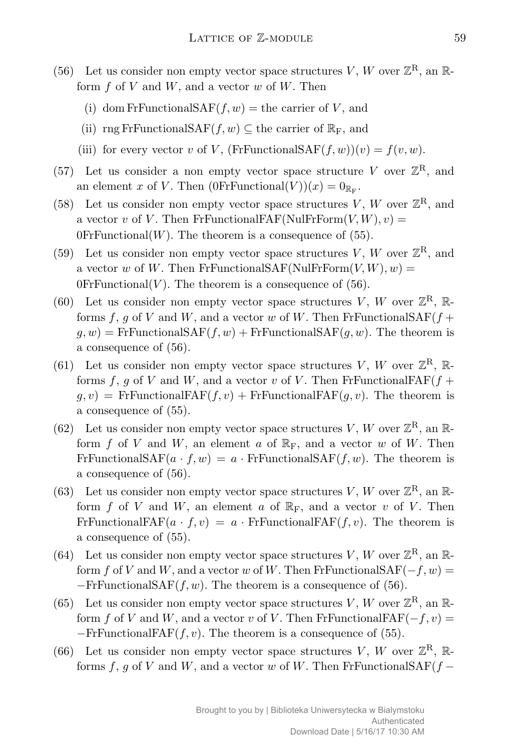(56) Let us consider non empty vector space structures $V$, $W$ over $\mathbb{Z}^{\mathrm{R}}$, an $\mathbb{R}$-form $f$ of $V$ and $W$, and a vector $w$ of $W$. Then

  (i) dom FrFunctionalSAF$(f, w)$ = the carrier of $V$, and

  (ii) rng FrFunctionalSAF$(f, w) \subseteq$ the carrier of $\mathbb{R}_{\mathrm{F}}$, and

  (iii) for every vector $v$ of $V$, (FrFunctionalSAF$(f, w))(v) = f(v, w)$.

(57) Let us consider a non empty vector space structure $V$ over $\mathbb{Z}^{\mathrm{R}}$, and an element $x$ of $V$. Then (0FrFunctional$(V))(x) = 0_{\mathbb{R}_{\mathrm{F}}}$.

(58) Let us consider non empty vector space structures $V$, $W$ over $\mathbb{Z}^{\mathrm{R}}$, and a vector $v$ of $V$. Then FrFunctionalFAF(NulFrForm$(V, W), v$) = 0FrFunctional$(W)$. The theorem is a consequence of (55).

(59) Let us consider non empty vector space structures $V$, $W$ over $\mathbb{Z}^{\mathrm{R}}$, and a vector $w$ of $W$. Then FrFunctionalSAF(NulFrForm$(V, W), w$) = 0FrFunctional$(V)$. The theorem is a consequence of (56).

(60) Let us consider non empty vector space structures $V$, $W$ over $\mathbb{Z}^{\mathrm{R}}$, $\mathbb{R}$-forms $f$, $g$ of $V$ and $W$, and a vector $w$ of $W$. Then FrFunctionalSAF$(f + g, w)$ = FrFunctionalSAF$(f, w)$ + FrFunctionalSAF$(g, w)$. The theorem is a consequence of (56).

(61) Let us consider non empty vector space structures $V$, $W$ over $\mathbb{Z}^{\mathrm{R}}$, $\mathbb{R}$-forms $f$, $g$ of $V$ and $W$, and a vector $v$ of $V$. Then FrFunctionalFAF$(f + g, v)$ = FrFunctionalFAF$(f, v)$ + FrFunctionalFAF$(g, v)$. The theorem is a consequence of (55).

(62) Let us consider non empty vector space structures $V$, $W$ over $\mathbb{Z}^{\mathrm{R}}$, an $\mathbb{R}$-form $f$ of $V$ and $W$, an element $a$ of $\mathbb{R}_{\mathrm{F}}$, and a vector $w$ of $W$. Then FrFunctionalSAF$(a \cdot f, w) = a \cdot$ FrFunctionalSAF$(f, w)$. The theorem is a consequence of (56).

(63) Let us consider non empty vector space structures $V$, $W$ over $\mathbb{Z}^{\mathrm{R}}$, an $\mathbb{R}$-form $f$ of $V$ and $W$, an element $a$ of $\mathbb{R}_{\mathrm{F}}$, and a vector $v$ of $V$. Then FrFunctionalFAF$(a \cdot f, v) = a \cdot$ FrFunctionalFAF$(f, v)$. The theorem is a consequence of (55).

(64) Let us consider non empty vector space structures $V$, $W$ over $\mathbb{Z}^{\mathrm{R}}$, an $\mathbb{R}$-form $f$ of $V$ and $W$, and a vector $w$ of $W$. Then FrFunctionalSAF$(-f, w)$ = $-$FrFunctionalSAF$(f, w)$. The theorem is a consequence of (56).

(65) Let us consider non empty vector space structures $V$, $W$ over $\mathbb{Z}^{\mathrm{R}}$, an $\mathbb{R}$-form $f$ of $V$ and $W$, and a vector $v$ of $V$. Then FrFunctionalFAF$(-f, v)$ = $-$FrFunctionalFAF$(f, v)$. The theorem is a consequence of (55).

(66) Let us consider non empty vector space structures $V$, $W$ over $\mathbb{Z}^{\mathrm{R}}$, $\mathbb{R}$-forms $f$, $g$ of $V$ and $W$, and a vector $w$ of $W$. Then FrFunctionalSAF$(f -$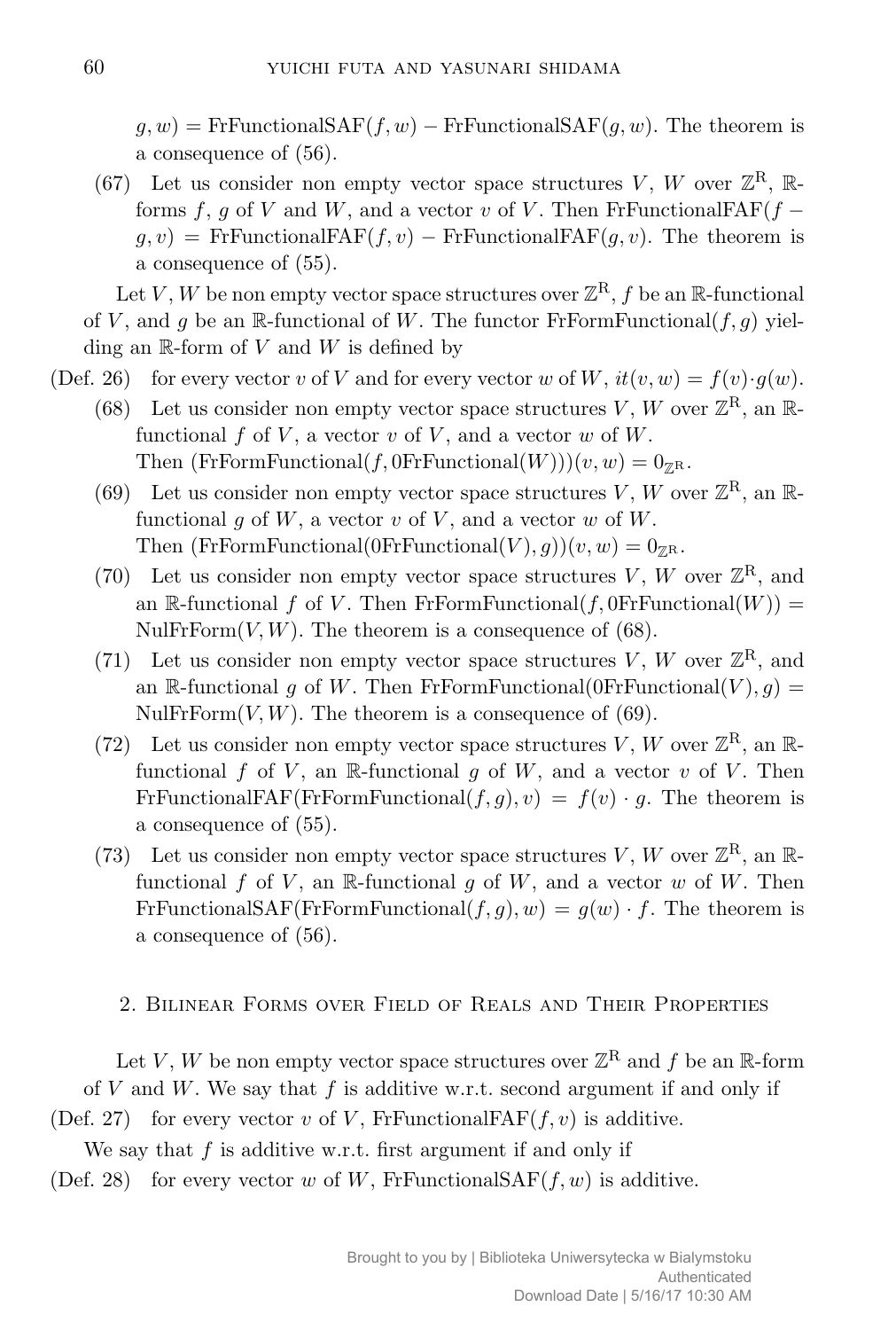$g, w) = \mathrm{FrFunctionalSAF}(f, w) - \mathrm{FrFunctionalSAF}(g, w)$. The theorem is a consequence of (56).

(67) Let us consider non empty vector space structures $V$, $W$ over $\mathbb{Z}^{\mathrm{R}}$, $\mathbb{R}$-forms $f$, $g$ of $V$ and $W$, and a vector $v$ of $V$. Then $\mathrm{FrFunctionalFAF}(f - g, v) = \mathrm{FrFunctionalFAF}(f, v) - \mathrm{FrFunctionalFAF}(g, v)$. The theorem is a consequence of (55).

Let $V, W$ be non empty vector space structures over $\mathbb{Z}^{\mathrm{R}}$, $f$ be an $\mathbb{R}$-functional of $V$, and $g$ be an $\mathbb{R}$-functional of $W$. The functor $\mathrm{FrFormFunctional}(f, g)$ yielding an $\mathbb{R}$-form of $V$ and $W$ is defined by

(Def. 26) for every vector $v$ of $V$ and for every vector $w$ of $W$, $it(v, w) = f(v) \cdot g(w)$.

(68) Let us consider non empty vector space structures $V$, $W$ over $\mathbb{Z}^{\mathrm{R}}$, an $\mathbb{R}$-functional $f$ of $V$, a vector $v$ of $V$, and a vector $w$ of $W$. Then $(\mathrm{FrFormFunctional}(f, 0\mathrm{FrFunctional}(W)))(v, w) = 0_{\mathbb{Z}^{\mathrm{R}}}$.

(69) Let us consider non empty vector space structures $V$, $W$ over $\mathbb{Z}^{\mathrm{R}}$, an $\mathbb{R}$-functional $g$ of $W$, a vector $v$ of $V$, and a vector $w$ of $W$. Then $(\mathrm{FrFormFunctional}(0\mathrm{FrFunctional}(V), g))(v, w) = 0_{\mathbb{Z}^{\mathrm{R}}}$.

(70) Let us consider non empty vector space structures $V$, $W$ over $\mathbb{Z}^{\mathrm{R}}$, and an $\mathbb{R}$-functional $f$ of $V$. Then $\mathrm{FrFormFunctional}(f, 0\mathrm{FrFunctional}(W)) = \mathrm{NulFrForm}(V, W)$. The theorem is a consequence of (68).

(71) Let us consider non empty vector space structures $V$, $W$ over $\mathbb{Z}^{\mathrm{R}}$, and an $\mathbb{R}$-functional $g$ of $W$. Then $\mathrm{FrFormFunctional}(0\mathrm{FrFunctional}(V), g) = \mathrm{NulFrForm}(V, W)$. The theorem is a consequence of (69).

(72) Let us consider non empty vector space structures $V$, $W$ over $\mathbb{Z}^{\mathrm{R}}$, an $\mathbb{R}$-functional $f$ of $V$, an $\mathbb{R}$-functional $g$ of $W$, and a vector $v$ of $V$. Then $\mathrm{FrFunctionalFAF}(\mathrm{FrFormFunctional}(f, g), v) = f(v) \cdot g$. The theorem is a consequence of (55).

(73) Let us consider non empty vector space structures $V$, $W$ over $\mathbb{Z}^{\mathrm{R}}$, an $\mathbb{R}$-functional $f$ of $V$, an $\mathbb{R}$-functional $g$ of $W$, and a vector $w$ of $W$. Then $\mathrm{FrFunctionalSAF}(\mathrm{FrFormFunctional}(f, g), w) = g(w) \cdot f$. The theorem is a consequence of (56).

## 2. Bilinear Forms over Field of Reals and Their Properties

Let $V, W$ be non empty vector space structures over $\mathbb{Z}^{\mathrm{R}}$ and $f$ be an $\mathbb{R}$-form of $V$ and $W$. We say that $f$ is additive w.r.t. second argument if and only if

(Def. 27) for every vector $v$ of $V$, $\mathrm{FrFunctionalFAF}(f, v)$ is additive.

We say that $f$ is additive w.r.t. first argument if and only if

(Def. 28) for every vector $w$ of $W$, $\mathrm{FrFunctionalSAF}(f, w)$ is additive.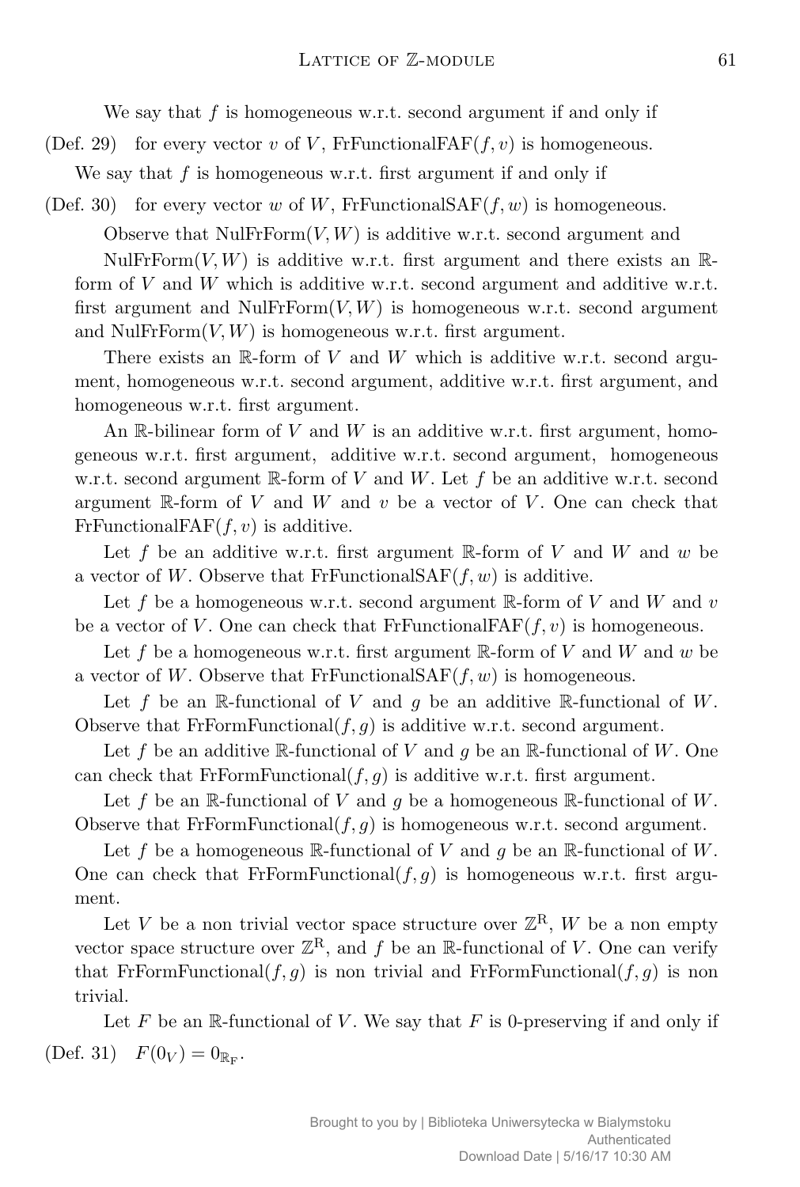We say that $f$ is homogeneous w.r.t. second argument if and only if

(Def. 29) for every vector $v$ of $V$, FrFunctionalFAF$(f, v)$ is homogeneous.

We say that $f$ is homogeneous w.r.t. first argument if and only if

(Def. 30) for every vector $w$ of $W$, FrFunctionalSAF$(f, w)$ is homogeneous.

Observe that NulFrForm$(V, W)$ is additive w.r.t. second argument and NulFrForm$(V, W)$ is additive w.r.t. first argument and there exists an $\mathbb{R}$-form of $V$ and $W$ which is additive w.r.t. second argument and additive w.r.t. first argument and NulFrForm$(V, W)$ is homogeneous w.r.t. second argument and NulFrForm$(V, W)$ is homogeneous w.r.t. first argument.

There exists an $\mathbb{R}$-form of $V$ and $W$ which is additive w.r.t. second argument, homogeneous w.r.t. second argument, additive w.r.t. first argument, and homogeneous w.r.t. first argument.

An $\mathbb{R}$-bilinear form of $V$ and $W$ is an additive w.r.t. first argument, homogeneous w.r.t. first argument, additive w.r.t. second argument, homogeneous w.r.t. second argument $\mathbb{R}$-form of $V$ and $W$. Let $f$ be an additive w.r.t. second argument $\mathbb{R}$-form of $V$ and $W$ and $v$ be a vector of $V$. One can check that FrFunctionalFAF$(f, v)$ is additive.

Let $f$ be an additive w.r.t. first argument $\mathbb{R}$-form of $V$ and $W$ and $w$ be a vector of $W$. Observe that FrFunctionalSAF$(f, w)$ is additive.

Let $f$ be a homogeneous w.r.t. second argument $\mathbb{R}$-form of $V$ and $W$ and $v$ be a vector of $V$. One can check that FrFunctionalFAF$(f, v)$ is homogeneous.

Let $f$ be a homogeneous w.r.t. first argument $\mathbb{R}$-form of $V$ and $W$ and $w$ be a vector of $W$. Observe that FrFunctionalSAF$(f, w)$ is homogeneous.

Let $f$ be an $\mathbb{R}$-functional of $V$ and $g$ be an additive $\mathbb{R}$-functional of $W$. Observe that FrFormFunctional$(f, g)$ is additive w.r.t. second argument.

Let $f$ be an additive $\mathbb{R}$-functional of $V$ and $g$ be an $\mathbb{R}$-functional of $W$. One can check that FrFormFunctional$(f, g)$ is additive w.r.t. first argument.

Let $f$ be an $\mathbb{R}$-functional of $V$ and $g$ be a homogeneous $\mathbb{R}$-functional of $W$. Observe that FrFormFunctional$(f, g)$ is homogeneous w.r.t. second argument.

Let $f$ be a homogeneous $\mathbb{R}$-functional of $V$ and $g$ be an $\mathbb{R}$-functional of $W$. One can check that FrFormFunctional$(f, g)$ is homogeneous w.r.t. first argument.

Let $V$ be a non trivial vector space structure over $\mathbb{Z}^{\mathrm{R}}$, $W$ be a non empty vector space structure over $\mathbb{Z}^{\mathrm{R}}$, and $f$ be an $\mathbb{R}$-functional of $V$. One can verify that FrFormFunctional$(f, g)$ is non trivial and FrFormFunctional$(f, g)$ is non trivial.

Let $F$ be an $\mathbb{R}$-functional of $V$. We say that $F$ is 0-preserving if and only if

(Def. 31) $F(0_V) = 0_{\mathbb{R}_{\mathrm{F}}}$.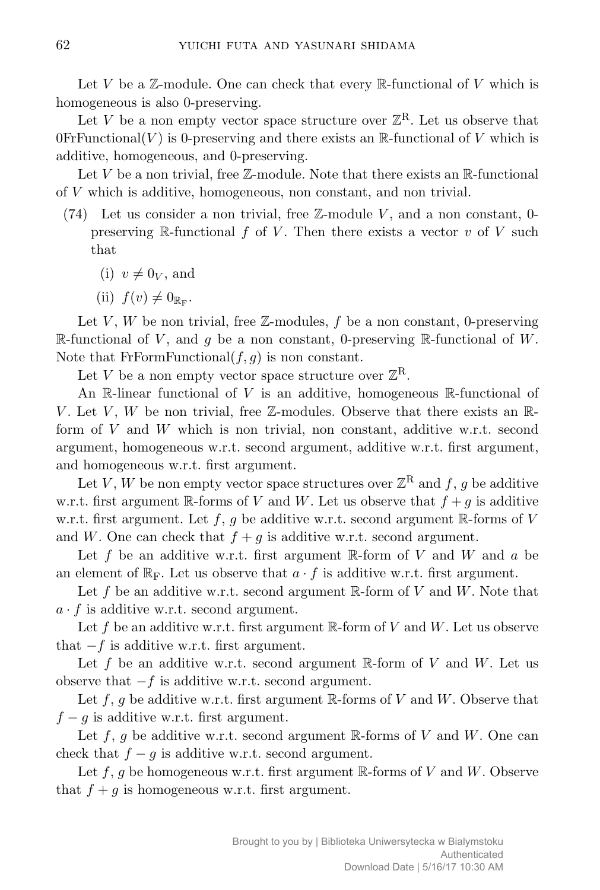Let $V$ be a $\mathbb{Z}$-module. One can check that every $\mathbb{R}$-functional of $V$ which is homogeneous is also 0-preserving.

Let $V$ be a non empty vector space structure over $\mathbb{Z}^{\mathrm{R}}$. Let us observe that $0\mathrm{FrFunctional}(V)$ is 0-preserving and there exists an $\mathbb{R}$-functional of $V$ which is additive, homogeneous, and 0-preserving.

Let $V$ be a non trivial, free $\mathbb{Z}$-module. Note that there exists an $\mathbb{R}$-functional of $V$ which is additive, homogeneous, non constant, and non trivial.

(74) Let us consider a non trivial, free $\mathbb{Z}$-module $V$, and a non constant, 0-preserving $\mathbb{R}$-functional $f$ of $V$. Then there exists a vector $v$ of $V$ such that

  (i) $v \neq 0_V$, and

  (ii) $f(v) \neq 0_{\mathbb{R}_{\mathrm{F}}}$.

Let $V$, $W$ be non trivial, free $\mathbb{Z}$-modules, $f$ be a non constant, 0-preserving $\mathbb{R}$-functional of $V$, and $g$ be a non constant, 0-preserving $\mathbb{R}$-functional of $W$. Note that $\mathrm{FrFormFunctional}(f, g)$ is non constant.

Let $V$ be a non empty vector space structure over $\mathbb{Z}^{\mathrm{R}}$.

An $\mathbb{R}$-linear functional of $V$ is an additive, homogeneous $\mathbb{R}$-functional of $V$. Let $V$, $W$ be non trivial, free $\mathbb{Z}$-modules. Observe that there exists an $\mathbb{R}$-form of $V$ and $W$ which is non trivial, non constant, additive w.r.t. second argument, homogeneous w.r.t. second argument, additive w.r.t. first argument, and homogeneous w.r.t. first argument.

Let $V$, $W$ be non empty vector space structures over $\mathbb{Z}^{\mathrm{R}}$ and $f$, $g$ be additive w.r.t. first argument $\mathbb{R}$-forms of $V$ and $W$. Let us observe that $f + g$ is additive w.r.t. first argument. Let $f$, $g$ be additive w.r.t. second argument $\mathbb{R}$-forms of $V$ and $W$. One can check that $f + g$ is additive w.r.t. second argument.

Let $f$ be an additive w.r.t. first argument $\mathbb{R}$-form of $V$ and $W$ and $a$ be an element of $\mathbb{R}_{\mathrm{F}}$. Let us observe that $a \cdot f$ is additive w.r.t. first argument.

Let $f$ be an additive w.r.t. second argument $\mathbb{R}$-form of $V$ and $W$. Note that $a \cdot f$ is additive w.r.t. second argument.

Let $f$ be an additive w.r.t. first argument $\mathbb{R}$-form of $V$ and $W$. Let us observe that $-f$ is additive w.r.t. first argument.

Let $f$ be an additive w.r.t. second argument $\mathbb{R}$-form of $V$ and $W$. Let us observe that $-f$ is additive w.r.t. second argument.

Let $f$, $g$ be additive w.r.t. first argument $\mathbb{R}$-forms of $V$ and $W$. Observe that $f - g$ is additive w.r.t. first argument.

Let $f$, $g$ be additive w.r.t. second argument $\mathbb{R}$-forms of $V$ and $W$. One can check that $f - g$ is additive w.r.t. second argument.

Let $f$, $g$ be homogeneous w.r.t. first argument $\mathbb{R}$-forms of $V$ and $W$. Observe that $f + g$ is homogeneous w.r.t. first argument.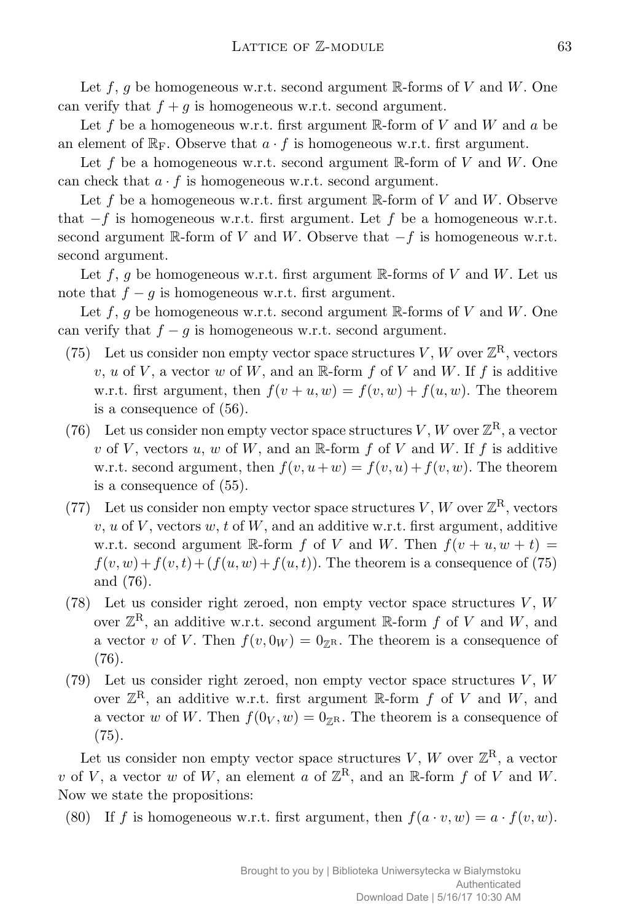Let $f$, $g$ be homogeneous w.r.t. second argument $\mathbb{R}$-forms of $V$ and $W$. One can verify that $f + g$ is homogeneous w.r.t. second argument.

Let $f$ be a homogeneous w.r.t. first argument $\mathbb{R}$-form of $V$ and $W$ and $a$ be an element of $\mathbb{R}_{\mathrm{F}}$. Observe that $a \cdot f$ is homogeneous w.r.t. first argument.

Let $f$ be a homogeneous w.r.t. second argument $\mathbb{R}$-form of $V$ and $W$. One can check that $a \cdot f$ is homogeneous w.r.t. second argument.

Let $f$ be a homogeneous w.r.t. first argument $\mathbb{R}$-form of $V$ and $W$. Observe that $-f$ is homogeneous w.r.t. first argument. Let $f$ be a homogeneous w.r.t. second argument $\mathbb{R}$-form of $V$ and $W$. Observe that $-f$ is homogeneous w.r.t. second argument.

Let $f$, $g$ be homogeneous w.r.t. first argument $\mathbb{R}$-forms of $V$ and $W$. Let us note that $f - g$ is homogeneous w.r.t. first argument.

Let $f$, $g$ be homogeneous w.r.t. second argument $\mathbb{R}$-forms of $V$ and $W$. One can verify that $f - g$ is homogeneous w.r.t. second argument.

(75) Let us consider non empty vector space structures $V$, $W$ over $\mathbb{Z}^{\mathrm{R}}$, vectors $v$, $u$ of $V$, a vector $w$ of $W$, and an $\mathbb{R}$-form $f$ of $V$ and $W$. If $f$ is additive w.r.t. first argument, then $f(v + u, w) = f(v, w) + f(u, w)$. The theorem is a consequence of (56).

(76) Let us consider non empty vector space structures $V$, $W$ over $\mathbb{Z}^{\mathrm{R}}$, a vector $v$ of $V$, vectors $u$, $w$ of $W$, and an $\mathbb{R}$-form $f$ of $V$ and $W$. If $f$ is additive w.r.t. second argument, then $f(v, u + w) = f(v, u) + f(v, w)$. The theorem is a consequence of (55).

(77) Let us consider non empty vector space structures $V$, $W$ over $\mathbb{Z}^{\mathrm{R}}$, vectors $v$, $u$ of $V$, vectors $w$, $t$ of $W$, and an additive w.r.t. first argument, additive w.r.t. second argument $\mathbb{R}$-form $f$ of $V$ and $W$. Then $f(v + u, w + t) = f(v, w) + f(v, t) + (f(u, w) + f(u, t))$. The theorem is a consequence of (75) and (76).

(78) Let us consider right zeroed, non empty vector space structures $V$, $W$ over $\mathbb{Z}^{\mathrm{R}}$, an additive w.r.t. second argument $\mathbb{R}$-form $f$ of $V$ and $W$, and a vector $v$ of $V$. Then $f(v, 0_W) = 0_{\mathbb{Z}^{\mathrm{R}}}$. The theorem is a consequence of (76).

(79) Let us consider right zeroed, non empty vector space structures $V$, $W$ over $\mathbb{Z}^{\mathrm{R}}$, an additive w.r.t. first argument $\mathbb{R}$-form $f$ of $V$ and $W$, and a vector $w$ of $W$. Then $f(0_V, w) = 0_{\mathbb{Z}^{\mathrm{R}}}$. The theorem is a consequence of (75).

Let us consider non empty vector space structures $V$, $W$ over $\mathbb{Z}^{\mathrm{R}}$, a vector $v$ of $V$, a vector $w$ of $W$, an element $a$ of $\mathbb{Z}^{\mathrm{R}}$, and an $\mathbb{R}$-form $f$ of $V$ and $W$. Now we state the propositions:

(80) If $f$ is homogeneous w.r.t. first argument, then $f(a \cdot v, w) = a \cdot f(v, w)$.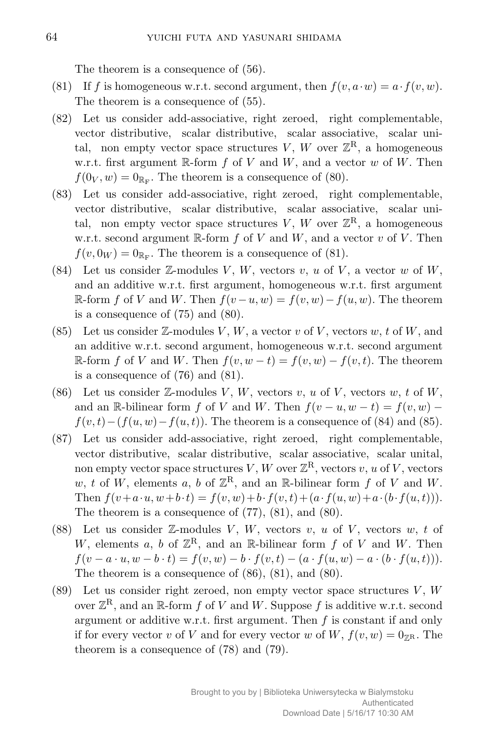The theorem is a consequence of (56).

(81) If $f$ is homogeneous w.r.t. second argument, then $f(v, a \cdot w) = a \cdot f(v, w)$. The theorem is a consequence of (55).

(82) Let us consider add-associative, right zeroed, right complementable, vector distributive, scalar distributive, scalar associative, scalar unital, non empty vector space structures $V$, $W$ over $\mathbb{Z}^{\mathrm{R}}$, a homogeneous w.r.t. first argument $\mathbb{R}$-form $f$ of $V$ and $W$, and a vector $w$ of $W$. Then $f(0_V, w) = 0_{\mathbb{R}_{\mathrm{F}}}$. The theorem is a consequence of (80).

(83) Let us consider add-associative, right zeroed, right complementable, vector distributive, scalar distributive, scalar associative, scalar unital, non empty vector space structures $V$, $W$ over $\mathbb{Z}^{\mathrm{R}}$, a homogeneous w.r.t. second argument $\mathbb{R}$-form $f$ of $V$ and $W$, and a vector $v$ of $V$. Then $f(v, 0_W) = 0_{\mathbb{R}_{\mathrm{F}}}$. The theorem is a consequence of (81).

(84) Let us consider $\mathbb{Z}$-modules $V$, $W$, vectors $v$, $u$ of $V$, a vector $w$ of $W$, and an additive w.r.t. first argument, homogeneous w.r.t. first argument $\mathbb{R}$-form $f$ of $V$ and $W$. Then $f(v - u, w) = f(v, w) - f(u, w)$. The theorem is a consequence of (75) and (80).

(85) Let us consider $\mathbb{Z}$-modules $V$, $W$, a vector $v$ of $V$, vectors $w$, $t$ of $W$, and an additive w.r.t. second argument, homogeneous w.r.t. second argument $\mathbb{R}$-form $f$ of $V$ and $W$. Then $f(v, w - t) = f(v, w) - f(v, t)$. The theorem is a consequence of (76) and (81).

(86) Let us consider $\mathbb{Z}$-modules $V$, $W$, vectors $v$, $u$ of $V$, vectors $w$, $t$ of $W$, and an $\mathbb{R}$-bilinear form $f$ of $V$ and $W$. Then $f(v - u, w - t) = f(v, w) - f(v, t) - (f(u, w) - f(u, t))$. The theorem is a consequence of (84) and (85).

(87) Let us consider add-associative, right zeroed, right complementable, vector distributive, scalar distributive, scalar associative, scalar unital, non empty vector space structures $V$, $W$ over $\mathbb{Z}^{\mathrm{R}}$, vectors $v$, $u$ of $V$, vectors $w$, $t$ of $W$, elements $a$, $b$ of $\mathbb{Z}^{\mathrm{R}}$, and an $\mathbb{R}$-bilinear form $f$ of $V$ and $W$. Then $f(v + a \cdot u, w + b \cdot t) = f(v, w) + b \cdot f(v, t) + (a \cdot f(u, w) + a \cdot (b \cdot f(u, t)))$. The theorem is a consequence of (77), (81), and (80).

(88) Let us consider $\mathbb{Z}$-modules $V$, $W$, vectors $v$, $u$ of $V$, vectors $w$, $t$ of $W$, elements $a$, $b$ of $\mathbb{Z}^{\mathrm{R}}$, and an $\mathbb{R}$-bilinear form $f$ of $V$ and $W$. Then $f(v - a \cdot u, w - b \cdot t) = f(v, w) - b \cdot f(v, t) - (a \cdot f(u, w) - a \cdot (b \cdot f(u, t)))$. The theorem is a consequence of (86), (81), and (80).

(89) Let us consider right zeroed, non empty vector space structures $V$, $W$ over $\mathbb{Z}^{\mathrm{R}}$, and an $\mathbb{R}$-form $f$ of $V$ and $W$. Suppose $f$ is additive w.r.t. second argument or additive w.r.t. first argument. Then $f$ is constant if and only if for every vector $v$ of $V$ and for every vector $w$ of $W$, $f(v, w) = 0_{\mathbb{Z}^{\mathrm{R}}}$. The theorem is a consequence of (78) and (79).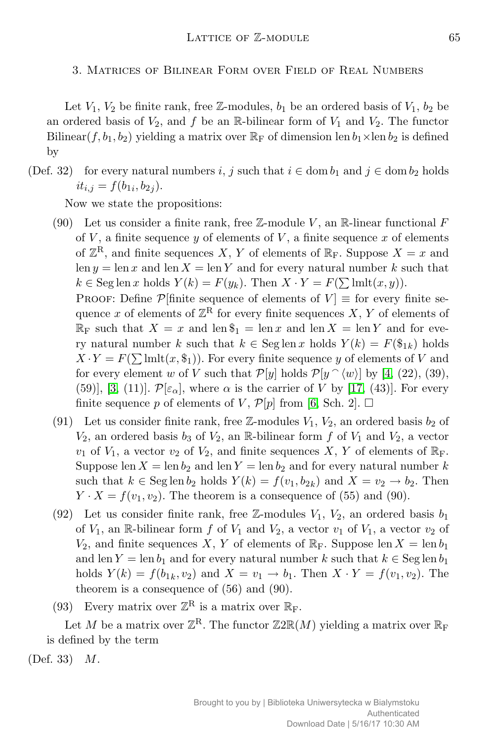## 3. Matrices of Bilinear Form over Field of Real Numbers

Let $V_1$, $V_2$ be finite rank, free $\mathbb{Z}$-modules, $b_1$ be an ordered basis of $V_1$, $b_2$ be an ordered basis of $V_2$, and $f$ be an $\mathbb{R}$-bilinear form of $V_1$ and $V_2$. The functor $\mathrm{Bilinear}(f, b_1, b_2)$ yielding a matrix over $\mathbb{R}_{\mathrm{F}}$ of dimension $\mathrm{len}\, b_1 \times \mathrm{len}\, b_2$ is defined by

(Def. 32) for every natural numbers $i$, $j$ such that $i \in \mathrm{dom}\, b_1$ and $j \in \mathrm{dom}\, b_2$ holds $it_{i,j} = f(b_{1i}, b_{2j})$.

Now we state the propositions:

(90) Let us consider a finite rank, free $\mathbb{Z}$-module $V$, an $\mathbb{R}$-linear functional $F$ of $V$, a finite sequence $y$ of elements of $V$, a finite sequence $x$ of elements of $\mathbb{Z}^{\mathrm{R}}$, and finite sequences $X$, $Y$ of elements of $\mathbb{R}_{\mathrm{F}}$. Suppose $X = x$ and $\mathrm{len}\, y = \mathrm{len}\, x$ and $\mathrm{len}\, X = \mathrm{len}\, Y$ and for every natural number $k$ such that $k \in \mathrm{Seg}\, \mathrm{len}\, x$ holds $Y(k) = F(y_k)$. Then $X \cdot Y = F(\sum \mathrm{lmlt}(x, y))$.

Proof: Define $\mathcal{P}$[finite sequence of elements of $V$] $\equiv$ for every finite sequence $x$ of elements of $\mathbb{Z}^{\mathrm{R}}$ for every finite sequences $X$, $Y$ of elements of $\mathbb{R}_{\mathrm{F}}$ such that $X = x$ and $\mathrm{len}\, \$_1 = \mathrm{len}\, x$ and $\mathrm{len}\, X = \mathrm{len}\, Y$ and for every natural number $k$ such that $k \in \mathrm{Seg}\, \mathrm{len}\, x$ holds $Y(k) = F(\$_{1k})$ holds $X \cdot Y = F(\sum \mathrm{lmlt}(x, \$_1))$. For every finite sequence $y$ of elements of $V$ and for every element $w$ of $V$ such that $\mathcal{P}[y]$ holds $\mathcal{P}[y \frown \langle w \rangle]$ by [4, (22), (39), (59)], [3, (11)]. $\mathcal{P}[\varepsilon_\alpha]$, where $\alpha$ is the carrier of $V$ by [17, (43)]. For every finite sequence $p$ of elements of $V$, $\mathcal{P}[p]$ from [6, Sch. 2]. $\square$

(91) Let us consider finite rank, free $\mathbb{Z}$-modules $V_1$, $V_2$, an ordered basis $b_2$ of $V_2$, an ordered basis $b_3$ of $V_2$, an $\mathbb{R}$-bilinear form $f$ of $V_1$ and $V_2$, a vector $v_1$ of $V_1$, a vector $v_2$ of $V_2$, and finite sequences $X$, $Y$ of elements of $\mathbb{R}_{\mathrm{F}}$. Suppose $\mathrm{len}\, X = \mathrm{len}\, b_2$ and $\mathrm{len}\, Y = \mathrm{len}\, b_2$ and for every natural number $k$ such that $k \in \mathrm{Seg}\, \mathrm{len}\, b_2$ holds $Y(k) = f(v_1, b_{2k})$ and $X = v_2 \rightarrow b_2$. Then $Y \cdot X = f(v_1, v_2)$. The theorem is a consequence of (55) and (90).

(92) Let us consider finite rank, free $\mathbb{Z}$-modules $V_1$, $V_2$, an ordered basis $b_1$ of $V_1$, an $\mathbb{R}$-bilinear form $f$ of $V_1$ and $V_2$, a vector $v_1$ of $V_1$, a vector $v_2$ of $V_2$, and finite sequences $X$, $Y$ of elements of $\mathbb{R}_{\mathrm{F}}$. Suppose $\mathrm{len}\, X = \mathrm{len}\, b_1$ and $\mathrm{len}\, Y = \mathrm{len}\, b_1$ and for every natural number $k$ such that $k \in \mathrm{Seg}\, \mathrm{len}\, b_1$ holds $Y(k) = f(b_{1k}, v_2)$ and $X = v_1 \rightarrow b_1$. Then $X \cdot Y = f(v_1, v_2)$. The theorem is a consequence of (56) and (90).

(93) Every matrix over $\mathbb{Z}^{\mathrm{R}}$ is a matrix over $\mathbb{R}_{\mathrm{F}}$.

Let $M$ be a matrix over $\mathbb{Z}^{\mathrm{R}}$. The functor $\mathbb{Z}2\mathbb{R}(M)$ yielding a matrix over $\mathbb{R}_{\mathrm{F}}$ is defined by the term

(Def. 33) $M$.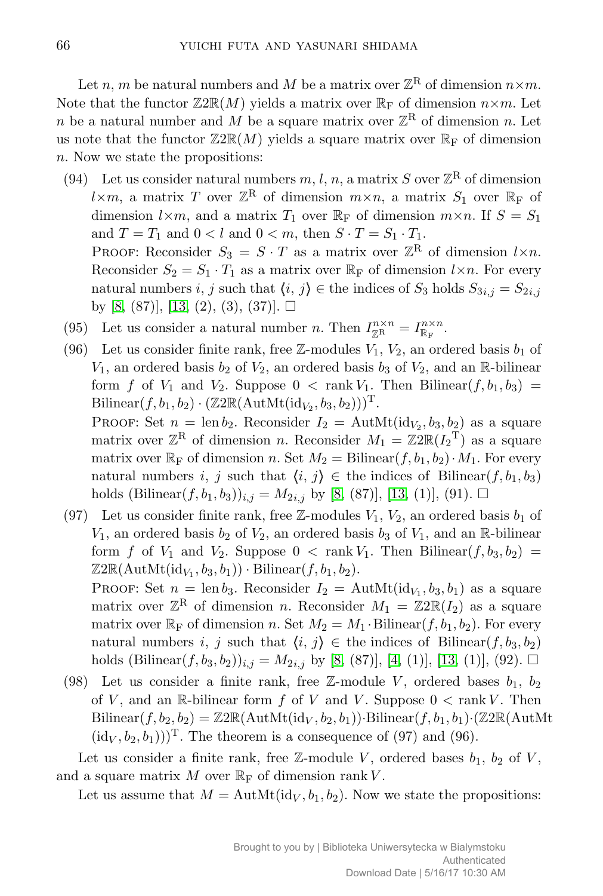Let $n$, $m$ be natural numbers and $M$ be a matrix over $\mathbb{Z}^{\mathrm{R}}$ of dimension $n \times m$. Note that the functor $\mathbb{Z}2\mathbb{R}(M)$ yields a matrix over $\mathbb{R}_{\mathrm{F}}$ of dimension $n \times m$. Let $n$ be a natural number and $M$ be a square matrix over $\mathbb{Z}^{\mathrm{R}}$ of dimension $n$. Let us note that the functor $\mathbb{Z}2\mathbb{R}(M)$ yields a square matrix over $\mathbb{R}_{\mathrm{F}}$ of dimension $n$. Now we state the propositions:

(94) Let us consider natural numbers $m$, $l$, $n$, a matrix $S$ over $\mathbb{Z}^{\mathrm{R}}$ of dimension $l \times m$, a matrix $T$ over $\mathbb{Z}^{\mathrm{R}}$ of dimension $m \times n$, a matrix $S_1$ over $\mathbb{R}_{\mathrm{F}}$ of dimension $l \times m$, and a matrix $T_1$ over $\mathbb{R}_{\mathrm{F}}$ of dimension $m \times n$. If $S = S_1$ and $T = T_1$ and $0 < l$ and $0 < m$, then $S \cdot T = S_1 \cdot T_1$.
PROOF: Reconsider $S_3 = S \cdot T$ as a matrix over $\mathbb{Z}^{\mathrm{R}}$ of dimension $l \times n$. Reconsider $S_2 = S_1 \cdot T_1$ as a matrix over $\mathbb{R}_{\mathrm{F}}$ of dimension $l \times n$. For every natural numbers $i$, $j$ such that $\langle i, j \rangle \in$ the indices of $S_3$ holds $S_{3i,j} = S_{2i,j}$ by [8, (87)], [13, (2), (3), (37)]. $\square$

(95) Let us consider a natural number $n$. Then $I^{n \times n}_{\mathbb{Z}^{\mathrm{R}}} = I^{n \times n}_{\mathbb{R}_{\mathrm{F}}}$.

(96) Let us consider finite rank, free $\mathbb{Z}$-modules $V_1$, $V_2$, an ordered basis $b_1$ of $V_1$, an ordered basis $b_2$ of $V_2$, an ordered basis $b_3$ of $V_2$, and an $\mathbb{R}$-bilinear form $f$ of $V_1$ and $V_2$. Suppose $0 < \operatorname{rank} V_1$. Then $\operatorname{Bilinear}(f, b_1, b_3) = \operatorname{Bilinear}(f, b_1, b_2) \cdot (\mathbb{Z}2\mathbb{R}(\operatorname{AutMt}(\mathrm{id}_{V_2}, b_3, b_2)))^{\mathrm{T}}$.
PROOF: Set $n = \operatorname{len} b_2$. Reconsider $I_2 = \operatorname{AutMt}(\mathrm{id}_{V_2}, b_3, b_2)$ as a square matrix over $\mathbb{Z}^{\mathrm{R}}$ of dimension $n$. Reconsider $M_1 = \mathbb{Z}2\mathbb{R}({I_2}^{\mathrm{T}})$ as a square matrix over $\mathbb{R}_{\mathrm{F}}$ of dimension $n$. Set $M_2 = \operatorname{Bilinear}(f, b_1, b_2) \cdot M_1$. For every natural numbers $i$, $j$ such that $\langle i, j \rangle \in$ the indices of $\operatorname{Bilinear}(f, b_1, b_3)$ holds $(\operatorname{Bilinear}(f, b_1, b_3))_{i,j} = M_{2i,j}$ by [8, (87)], [13, (1)], (91). $\square$

(97) Let us consider finite rank, free $\mathbb{Z}$-modules $V_1$, $V_2$, an ordered basis $b_1$ of $V_1$, an ordered basis $b_2$ of $V_2$, an ordered basis $b_3$ of $V_1$, and an $\mathbb{R}$-bilinear form $f$ of $V_1$ and $V_2$. Suppose $0 < \operatorname{rank} V_1$. Then $\operatorname{Bilinear}(f, b_3, b_2) = \mathbb{Z}2\mathbb{R}(\operatorname{AutMt}(\mathrm{id}_{V_1}, b_3, b_1)) \cdot \operatorname{Bilinear}(f, b_1, b_2)$.
PROOF: Set $n = \operatorname{len} b_3$. Reconsider $I_2 = \operatorname{AutMt}(\mathrm{id}_{V_1}, b_3, b_1)$ as a square matrix over $\mathbb{Z}^{\mathrm{R}}$ of dimension $n$. Reconsider $M_1 = \mathbb{Z}2\mathbb{R}(I_2)$ as a square matrix over $\mathbb{R}_{\mathrm{F}}$ of dimension $n$. Set $M_2 = M_1 \cdot \operatorname{Bilinear}(f, b_1, b_2)$. For every natural numbers $i$, $j$ such that $\langle i, j \rangle \in$ the indices of $\operatorname{Bilinear}(f, b_3, b_2)$ holds $(\operatorname{Bilinear}(f, b_3, b_2))_{i,j} = M_{2i,j}$ by [8, (87)], [4, (1)], [13, (1)], (92). $\square$

(98) Let us consider a finite rank, free $\mathbb{Z}$-module $V$, ordered bases $b_1$, $b_2$ of $V$, and an $\mathbb{R}$-bilinear form $f$ of $V$ and $V$. Suppose $0 < \operatorname{rank} V$. Then $\operatorname{Bilinear}(f, b_2, b_2) = \mathbb{Z}2\mathbb{R}(\operatorname{AutMt}(\mathrm{id}_V, b_2, b_1)) \cdot \operatorname{Bilinear}(f, b_1, b_1) \cdot (\mathbb{Z}2\mathbb{R}(\operatorname{AutMt}(\mathrm{id}_V, b_2, b_1)))^{\mathrm{T}}$. The theorem is a consequence of (97) and (96).

Let us consider a finite rank, free $\mathbb{Z}$-module $V$, ordered bases $b_1$, $b_2$ of $V$, and a square matrix $M$ over $\mathbb{R}_{\mathrm{F}}$ of dimension $\operatorname{rank} V$.

Let us assume that $M = \operatorname{AutMt}(\mathrm{id}_V, b_1, b_2)$. Now we state the propositions: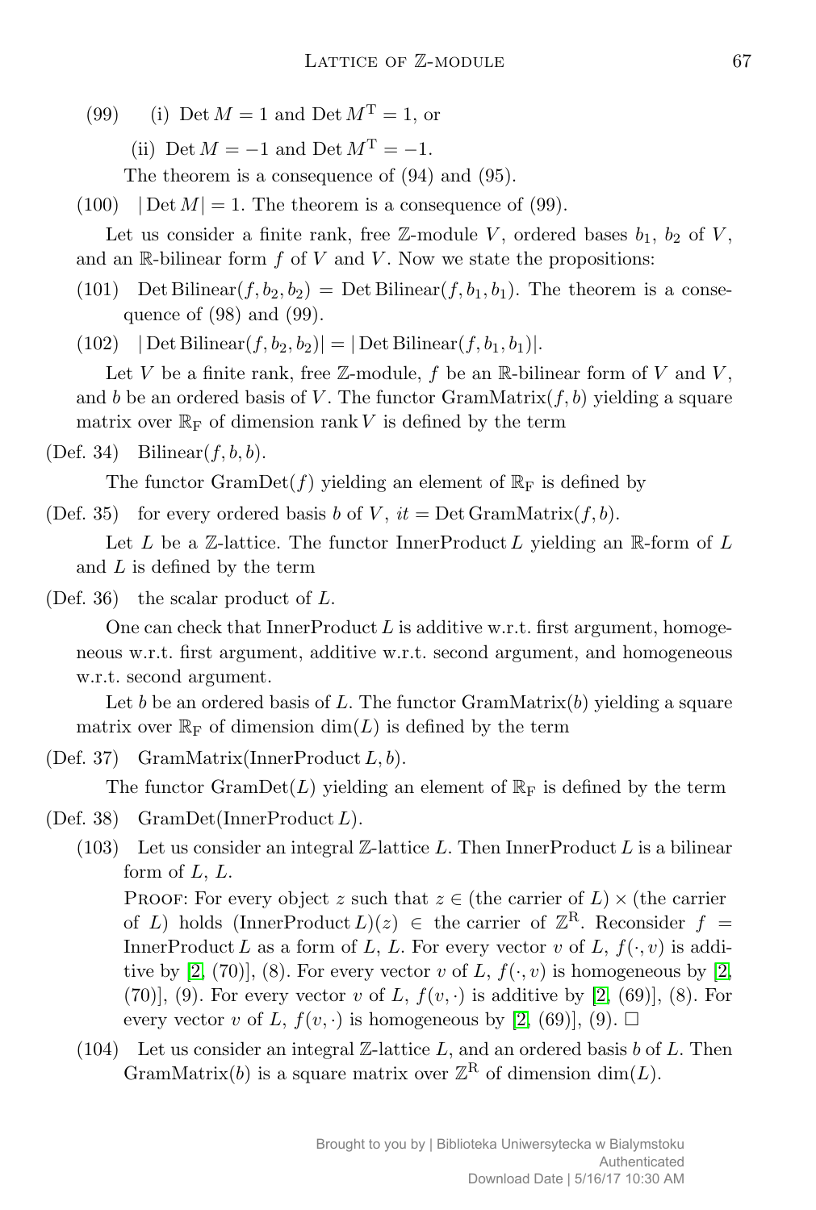(99) (i) $\operatorname{Det} M = 1$ and $\operatorname{Det} M^{\mathrm{T}} = 1$, or

(ii) $\operatorname{Det} M = -1$ and $\operatorname{Det} M^{\mathrm{T}} = -1$.

The theorem is a consequence of (94) and (95).

(100) $|\operatorname{Det} M| = 1$. The theorem is a consequence of (99).

Let us consider a finite rank, free $\mathbb{Z}$-module $V$, ordered bases $b_1$, $b_2$ of $V$, and an $\mathbb{R}$-bilinear form $f$ of $V$ and $V$. Now we state the propositions:

(101) $\operatorname{Det} \operatorname{Bilinear}(f, b_2, b_2) = \operatorname{Det} \operatorname{Bilinear}(f, b_1, b_1)$. The theorem is a consequence of (98) and (99).

(102) $|\operatorname{Det} \operatorname{Bilinear}(f, b_2, b_2)| = |\operatorname{Det} \operatorname{Bilinear}(f, b_1, b_1)|$.

Let $V$ be a finite rank, free $\mathbb{Z}$-module, $f$ be an $\mathbb{R}$-bilinear form of $V$ and $V$, and $b$ be an ordered basis of $V$. The functor $\operatorname{GramMatrix}(f, b)$ yielding a square matrix over $\mathbb{R}_{\mathrm{F}}$ of dimension $\operatorname{rank} V$ is defined by the term

(Def. 34) $\operatorname{Bilinear}(f, b, b)$.

The functor $\operatorname{GramDet}(f)$ yielding an element of $\mathbb{R}_{\mathrm{F}}$ is defined by

(Def. 35) for every ordered basis $b$ of $V$, $it = \operatorname{Det} \operatorname{GramMatrix}(f, b)$.

Let $L$ be a $\mathbb{Z}$-lattice. The functor $\operatorname{InnerProduct} L$ yielding an $\mathbb{R}$-form of $L$ and $L$ is defined by the term

(Def. 36) the scalar product of $L$.

One can check that $\operatorname{InnerProduct} L$ is additive w.r.t. first argument, homogeneous w.r.t. first argument, additive w.r.t. second argument, and homogeneous w.r.t. second argument.

Let $b$ be an ordered basis of $L$. The functor $\operatorname{GramMatrix}(b)$ yielding a square matrix over $\mathbb{R}_{\mathrm{F}}$ of dimension $\dim(L)$ is defined by the term

(Def. 37) $\operatorname{GramMatrix}(\operatorname{InnerProduct} L, b)$.

The functor $\operatorname{GramDet}(L)$ yielding an element of $\mathbb{R}_{\mathrm{F}}$ is defined by the term

(Def. 38) $\operatorname{GramDet}(\operatorname{InnerProduct} L)$.

(103) Let us consider an integral $\mathbb{Z}$-lattice $L$. Then $\operatorname{InnerProduct} L$ is a bilinear form of $L$, $L$.

PROOF: For every object $z$ such that $z \in$ (the carrier of $L$) $\times$ (the carrier of $L$) holds $(\operatorname{InnerProduct} L)(z) \in$ the carrier of $\mathbb{Z}^{\mathrm{R}}$. Reconsider $f = \operatorname{InnerProduct} L$ as a form of $L$, $L$. For every vector $v$ of $L$, $f(\cdot, v)$ is additive by [2, (70)], (8). For every vector $v$ of $L$, $f(\cdot, v)$ is homogeneous by [2, (70)], (9). For every vector $v$ of $L$, $f(v, \cdot)$ is additive by [2, (69)], (8). For every vector $v$ of $L$, $f(v, \cdot)$ is homogeneous by [2, (69)], (9). □

(104) Let us consider an integral $\mathbb{Z}$-lattice $L$, and an ordered basis $b$ of $L$. Then $\operatorname{GramMatrix}(b)$ is a square matrix over $\mathbb{Z}^{\mathrm{R}}$ of dimension $\dim(L)$.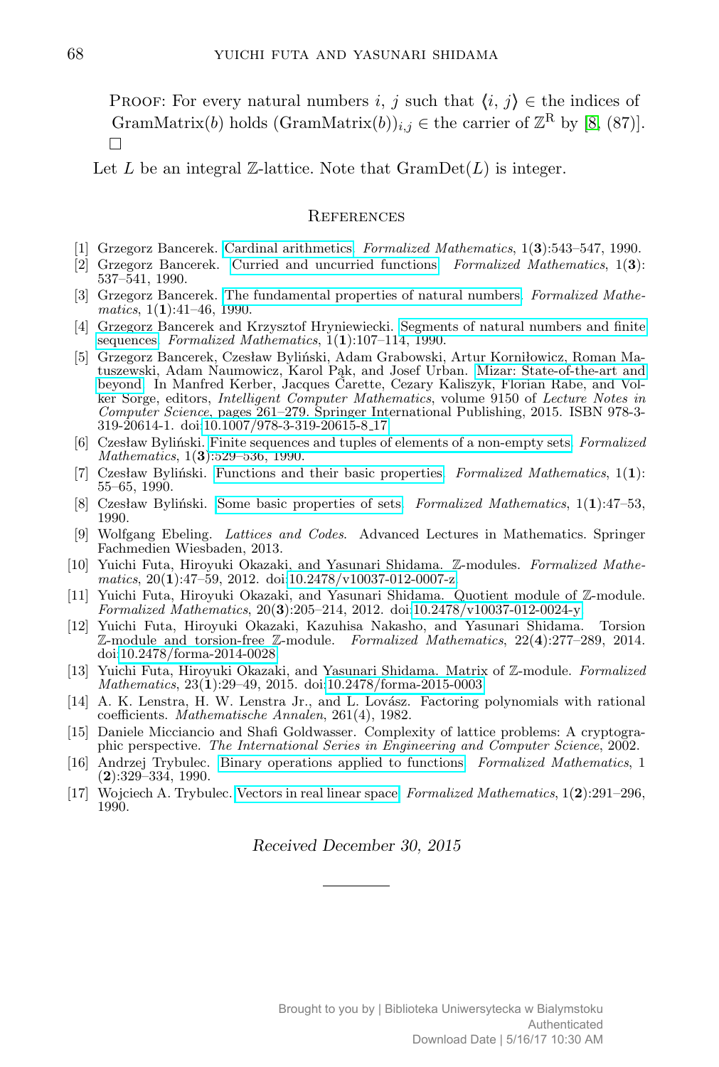Proof: For every natural numbers $i$, $j$ such that $\langle i, j\rangle \in$ the indices of GramMatrix($b$) holds $(\mathrm{GramMatrix}(b))_{i,j} \in$ the carrier of $\mathbb{Z}^{\mathrm{R}}$ by [8, (87)]. □

Let $L$ be an integral $\mathbb{Z}$-lattice. Note that GramDet($L$) is integer.

## References

[1] Grzegorz Bancerek. Cardinal arithmetics. *Formalized Mathematics*, 1(**3**):543–547, 1990.

[2] Grzegorz Bancerek. Curried and uncurried functions. *Formalized Mathematics*, 1(**3**): 537–541, 1990.

[3] Grzegorz Bancerek. The fundamental properties of natural numbers. *Formalized Mathematics*, 1(**1**):41–46, 1990.

[4] Grzegorz Bancerek and Krzysztof Hryniewiecki. Segments of natural numbers and finite sequences. *Formalized Mathematics*, 1(**1**):107–114, 1990.

[5] Grzegorz Bancerek, Czesław Byliński, Adam Grabowski, Artur Korniłowicz, Roman Matuszewski, Adam Naumowicz, Karol Pąk, and Josef Urban. Mizar: State-of-the-art and beyond. In Manfred Kerber, Jacques Carette, Cezary Kaliszyk, Florian Rabe, and Volker Sorge, editors, *Intelligent Computer Mathematics*, volume 9150 of *Lecture Notes in Computer Science*, pages 261–279. Springer International Publishing, 2015. ISBN 978-3-319-20614-1. doi:10.1007/978-3-319-20615-8_17.

[6] Czesław Byliński. Finite sequences and tuples of elements of a non-empty sets. *Formalized Mathematics*, 1(**3**):529–536, 1990.

[7] Czesław Byliński. Functions and their basic properties. *Formalized Mathematics*, 1(**1**): 55–65, 1990.

[8] Czesław Byliński. Some basic properties of sets. *Formalized Mathematics*, 1(**1**):47–53, 1990.

[9] Wolfgang Ebeling. *Lattices and Codes*. Advanced Lectures in Mathematics. Springer Fachmedien Wiesbaden, 2013.

[10] Yuichi Futa, Hiroyuki Okazaki, and Yasunari Shidama. $\mathbb{Z}$-modules. *Formalized Mathematics*, 20(**1**):47–59, 2012. doi:10.2478/v10037-012-0007-z.

[11] Yuichi Futa, Hiroyuki Okazaki, and Yasunari Shidama. Quotient module of $\mathbb{Z}$-module. *Formalized Mathematics*, 20(**3**):205–214, 2012. doi:10.2478/v10037-012-0024-y.

[12] Yuichi Futa, Hiroyuki Okazaki, Kazuhisa Nakasho, and Yasunari Shidama. Torsion $\mathbb{Z}$-module and torsion-free $\mathbb{Z}$-module. *Formalized Mathematics*, 22(**4**):277–289, 2014. doi:10.2478/forma-2014-0028.

[13] Yuichi Futa, Hiroyuki Okazaki, and Yasunari Shidama. Matrix of $\mathbb{Z}$-module. *Formalized Mathematics*, 23(**1**):29–49, 2015. doi:10.2478/forma-2015-0003.

[14] A. K. Lenstra, H. W. Lenstra Jr., and L. Lovász. Factoring polynomials with rational coefficients. *Mathematische Annalen*, 261(4), 1982.

[15] Daniele Micciancio and Shafi Goldwasser. Complexity of lattice problems: A cryptographic perspective. *The International Series in Engineering and Computer Science*, 2002.

[16] Andrzej Trybulec. Binary operations applied to functions. *Formalized Mathematics*, 1 (**2**):329–334, 1990.

[17] Wojciech A. Trybulec. Vectors in real linear space. *Formalized Mathematics*, 1(**2**):291–296, 1990.

*Received December 30, 2015*